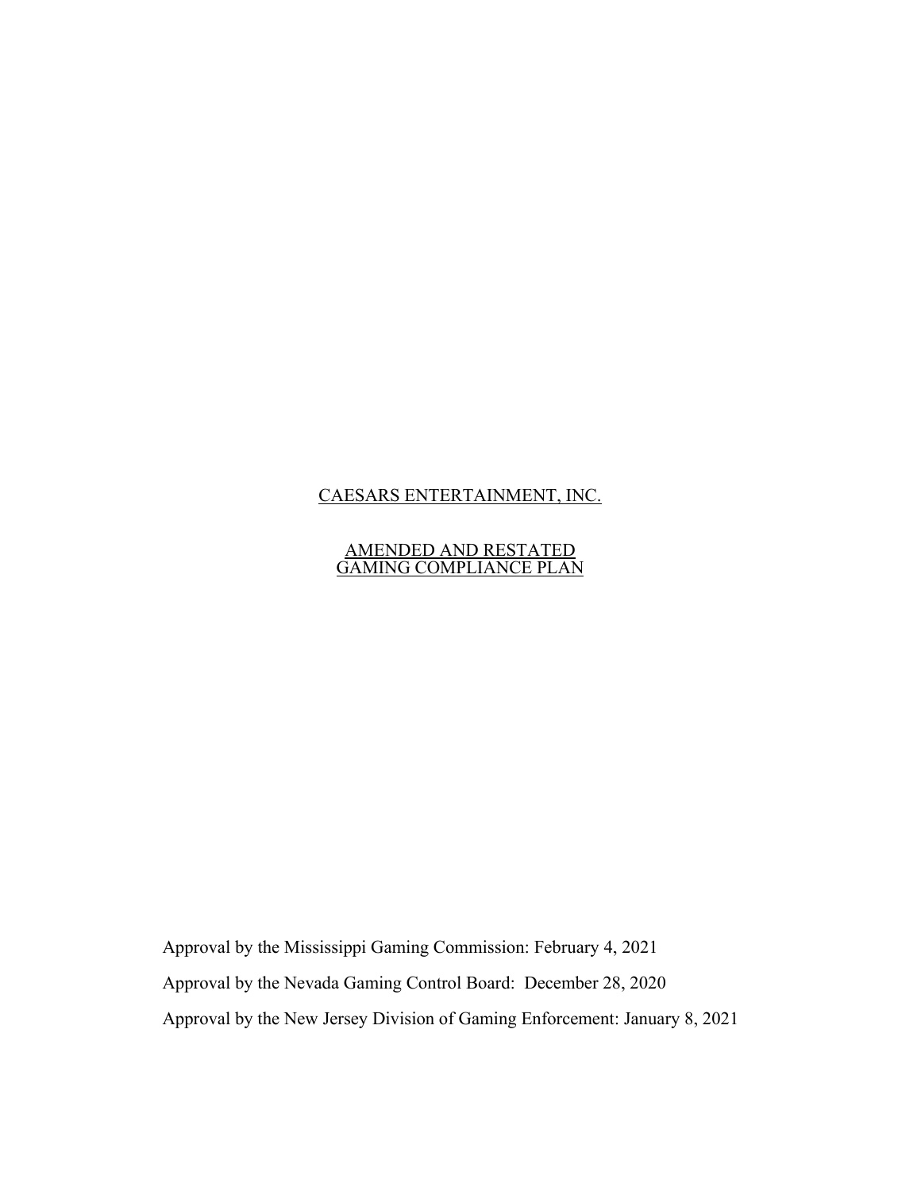# CAESARS ENTERTAINMENT, INC.

## AMENDED AND RESTATED GAMING COMPLIANCE PLAN

Approval by the Mississippi Gaming Commission: February 4, 2021

Approval by the Nevada Gaming Control Board: December 28, 2020

Approval by the New Jersey Division of Gaming Enforcement: January 8, 2021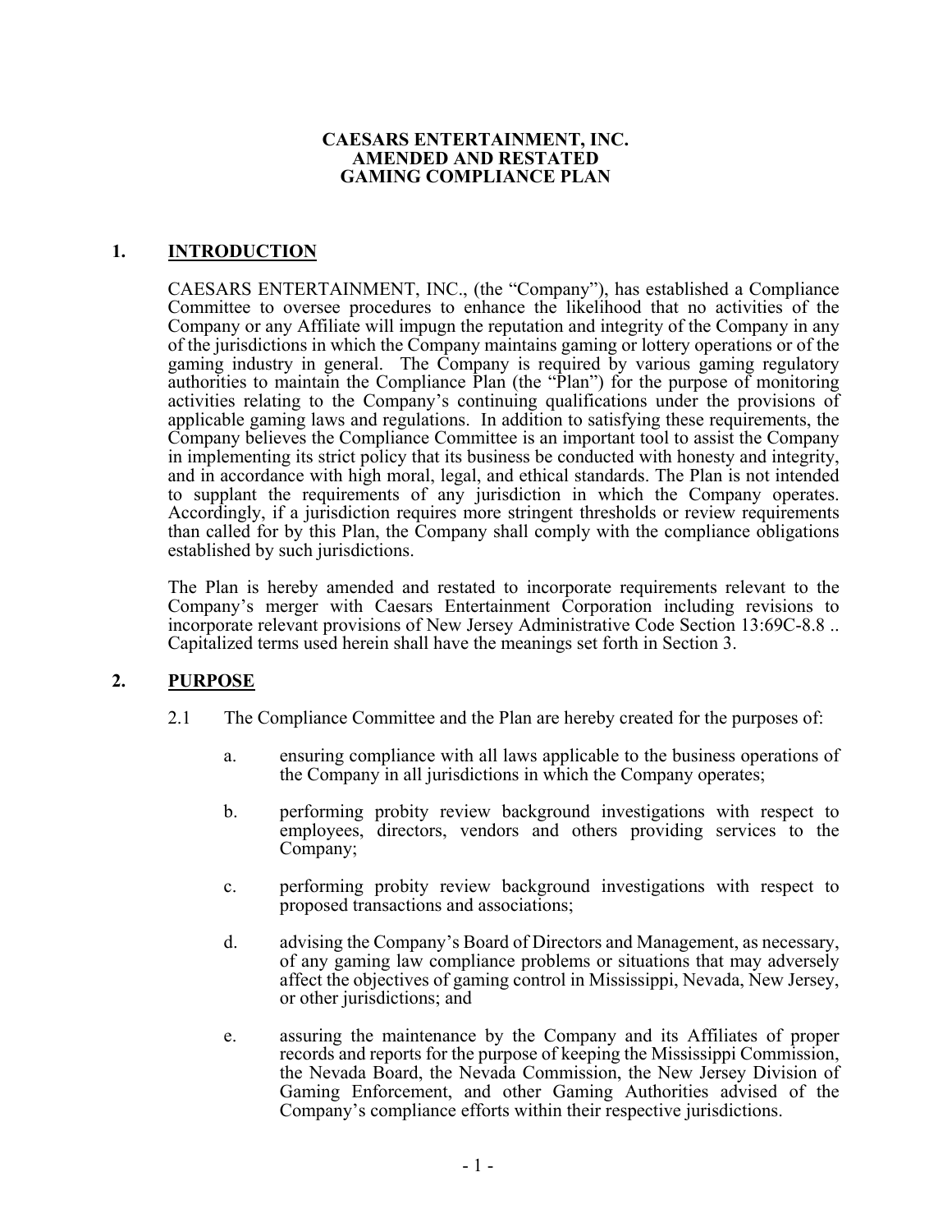**CAESARS ENTERTAINMENT, INC.**
**AMENDED AND RESTATED**
**GAMING COMPLIANCE PLAN**

## 1. INTRODUCTION

CAESARS ENTERTAINMENT, INC., (the "Company"), has established a Compliance Committee to oversee procedures to enhance the likelihood that no activities of the Company or any Affiliate will impugn the reputation and integrity of the Company in any of the jurisdictions in which the Company maintains gaming or lottery operations or of the gaming industry in general. The Company is required by various gaming regulatory authorities to maintain the Compliance Plan (the "Plan") for the purpose of monitoring activities relating to the Company's continuing qualifications under the provisions of applicable gaming laws and regulations. In addition to satisfying these requirements, the Company believes the Compliance Committee is an important tool to assist the Company in implementing its strict policy that its business be conducted with honesty and integrity, and in accordance with high moral, legal, and ethical standards. The Plan is not intended to supplant the requirements of any jurisdiction in which the Company operates. Accordingly, if a jurisdiction requires more stringent thresholds or review requirements than called for by this Plan, the Company shall comply with the compliance obligations established by such jurisdictions.

The Plan is hereby amended and restated to incorporate requirements relevant to the Company's merger with Caesars Entertainment Corporation including revisions to incorporate relevant provisions of New Jersey Administrative Code Section 13:69C-8.8 .. Capitalized terms used herein shall have the meanings set forth in Section 3.

## 2. PURPOSE

2.1 The Compliance Committee and the Plan are hereby created for the purposes of:

a. ensuring compliance with all laws applicable to the business operations of the Company in all jurisdictions in which the Company operates;

b. performing probity review background investigations with respect to employees, directors, vendors and others providing services to the Company;

c. performing probity review background investigations with respect to proposed transactions and associations;

d. advising the Company's Board of Directors and Management, as necessary, of any gaming law compliance problems or situations that may adversely affect the objectives of gaming control in Mississippi, Nevada, New Jersey, or other jurisdictions; and

e. assuring the maintenance by the Company and its Affiliates of proper records and reports for the purpose of keeping the Mississippi Commission, the Nevada Board, the Nevada Commission, the New Jersey Division of Gaming Enforcement, and other Gaming Authorities advised of the Company's compliance efforts within their respective jurisdictions.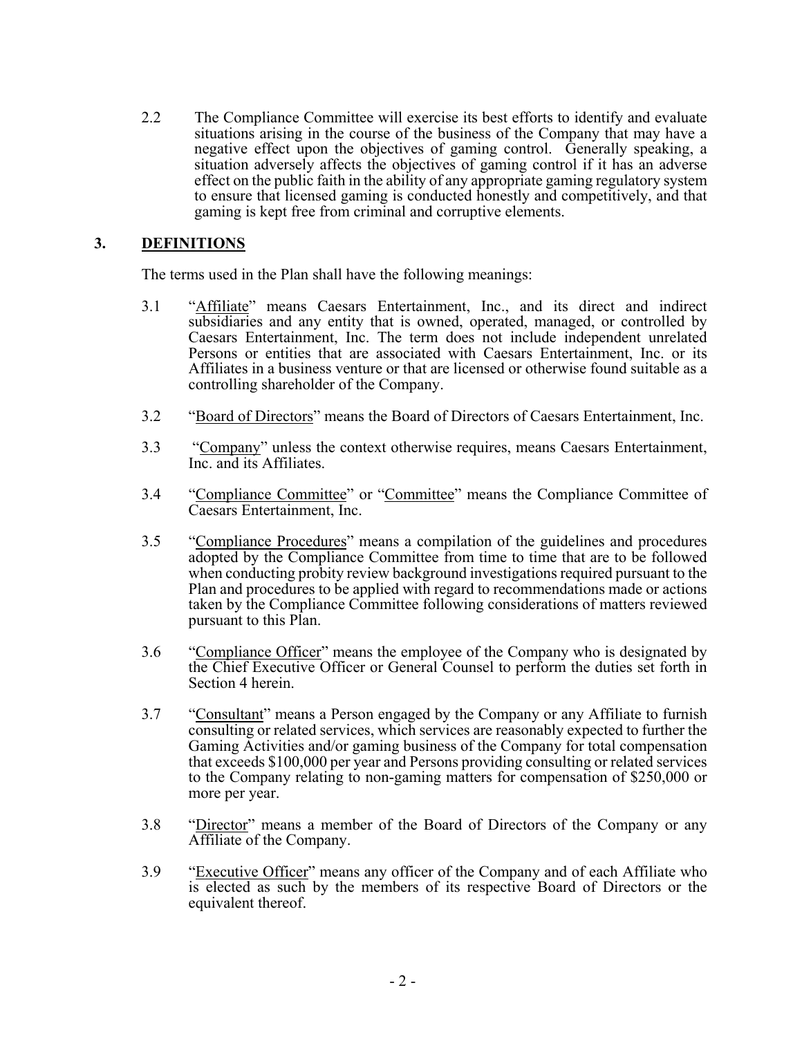2.2 The Compliance Committee will exercise its best efforts to identify and evaluate situations arising in the course of the business of the Company that may have a negative effect upon the objectives of gaming control. Generally speaking, a situation adversely affects the objectives of gaming control if it has an adverse effect on the public faith in the ability of any appropriate gaming regulatory system to ensure that licensed gaming is conducted honestly and competitively, and that gaming is kept free from criminal and corruptive elements.

## 3. DEFINITIONS

The terms used in the Plan shall have the following meanings:

3.1 "Affiliate" means Caesars Entertainment, Inc., and its direct and indirect subsidiaries and any entity that is owned, operated, managed, or controlled by Caesars Entertainment, Inc. The term does not include independent unrelated Persons or entities that are associated with Caesars Entertainment, Inc. or its Affiliates in a business venture or that are licensed or otherwise found suitable as a controlling shareholder of the Company.

3.2 "Board of Directors" means the Board of Directors of Caesars Entertainment, Inc.

3.3 "Company" unless the context otherwise requires, means Caesars Entertainment, Inc. and its Affiliates.

3.4 "Compliance Committee" or "Committee" means the Compliance Committee of Caesars Entertainment, Inc.

3.5 "Compliance Procedures" means a compilation of the guidelines and procedures adopted by the Compliance Committee from time to time that are to be followed when conducting probity review background investigations required pursuant to the Plan and procedures to be applied with regard to recommendations made or actions taken by the Compliance Committee following considerations of matters reviewed pursuant to this Plan.

3.6 "Compliance Officer" means the employee of the Company who is designated by the Chief Executive Officer or General Counsel to perform the duties set forth in Section 4 herein.

3.7 "Consultant" means a Person engaged by the Company or any Affiliate to furnish consulting or related services, which services are reasonably expected to further the Gaming Activities and/or gaming business of the Company for total compensation that exceeds $100,000 per year and Persons providing consulting or related services to the Company relating to non-gaming matters for compensation of $250,000 or more per year.

3.8 "Director" means a member of the Board of Directors of the Company or any Affiliate of the Company.

3.9 "Executive Officer" means any officer of the Company and of each Affiliate who is elected as such by the members of its respective Board of Directors or the equivalent thereof.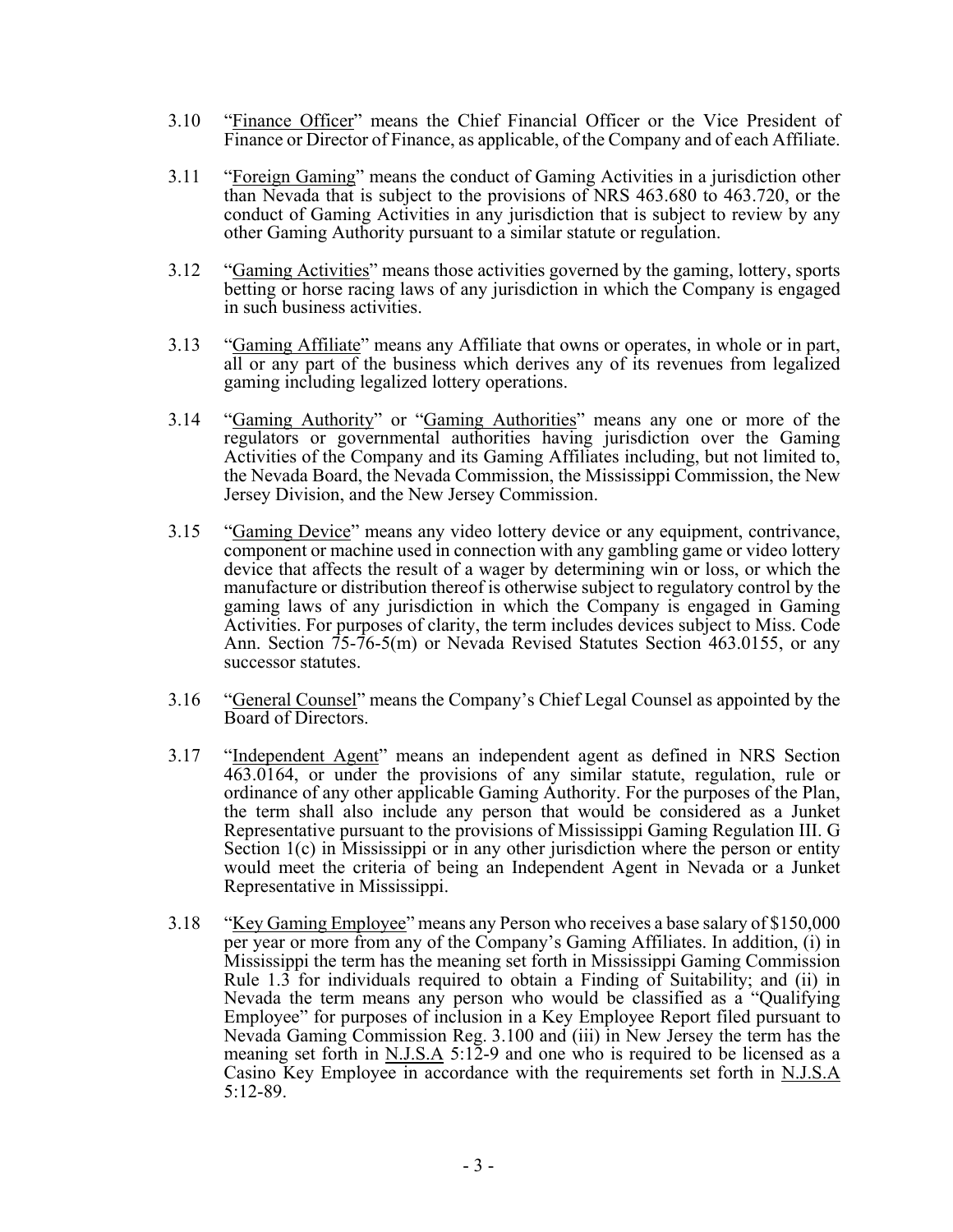3.10 "Finance Officer" means the Chief Financial Officer or the Vice President of Finance or Director of Finance, as applicable, of the Company and of each Affiliate.

3.11 "Foreign Gaming" means the conduct of Gaming Activities in a jurisdiction other than Nevada that is subject to the provisions of NRS 463.680 to 463.720, or the conduct of Gaming Activities in any jurisdiction that is subject to review by any other Gaming Authority pursuant to a similar statute or regulation.

3.12 "Gaming Activities" means those activities governed by the gaming, lottery, sports betting or horse racing laws of any jurisdiction in which the Company is engaged in such business activities.

3.13 "Gaming Affiliate" means any Affiliate that owns or operates, in whole or in part, all or any part of the business which derives any of its revenues from legalized gaming including legalized lottery operations.

3.14 "Gaming Authority" or "Gaming Authorities" means any one or more of the regulators or governmental authorities having jurisdiction over the Gaming Activities of the Company and its Gaming Affiliates including, but not limited to, the Nevada Board, the Nevada Commission, the Mississippi Commission, the New Jersey Division, and the New Jersey Commission.

3.15 "Gaming Device" means any video lottery device or any equipment, contrivance, component or machine used in connection with any gambling game or video lottery device that affects the result of a wager by determining win or loss, or which the manufacture or distribution thereof is otherwise subject to regulatory control by the gaming laws of any jurisdiction in which the Company is engaged in Gaming Activities. For purposes of clarity, the term includes devices subject to Miss. Code Ann. Section 75-76-5(m) or Nevada Revised Statutes Section 463.0155, or any successor statutes.

3.16 "General Counsel" means the Company's Chief Legal Counsel as appointed by the Board of Directors.

3.17 "Independent Agent" means an independent agent as defined in NRS Section 463.0164, or under the provisions of any similar statute, regulation, rule or ordinance of any other applicable Gaming Authority. For the purposes of the Plan, the term shall also include any person that would be considered as a Junket Representative pursuant to the provisions of Mississippi Gaming Regulation III. G Section 1(c) in Mississippi or in any other jurisdiction where the person or entity would meet the criteria of being an Independent Agent in Nevada or a Junket Representative in Mississippi.

3.18 "Key Gaming Employee" means any Person who receives a base salary of $150,000 per year or more from any of the Company's Gaming Affiliates. In addition, (i) in Mississippi the term has the meaning set forth in Mississippi Gaming Commission Rule 1.3 for individuals required to obtain a Finding of Suitability; and (ii) in Nevada the term means any person who would be classified as a "Qualifying Employee" for purposes of inclusion in a Key Employee Report filed pursuant to Nevada Gaming Commission Reg. 3.100 and (iii) in New Jersey the term has the meaning set forth in N.J.S.A 5:12-9 and one who is required to be licensed as a Casino Key Employee in accordance with the requirements set forth in N.J.S.A 5:12-89.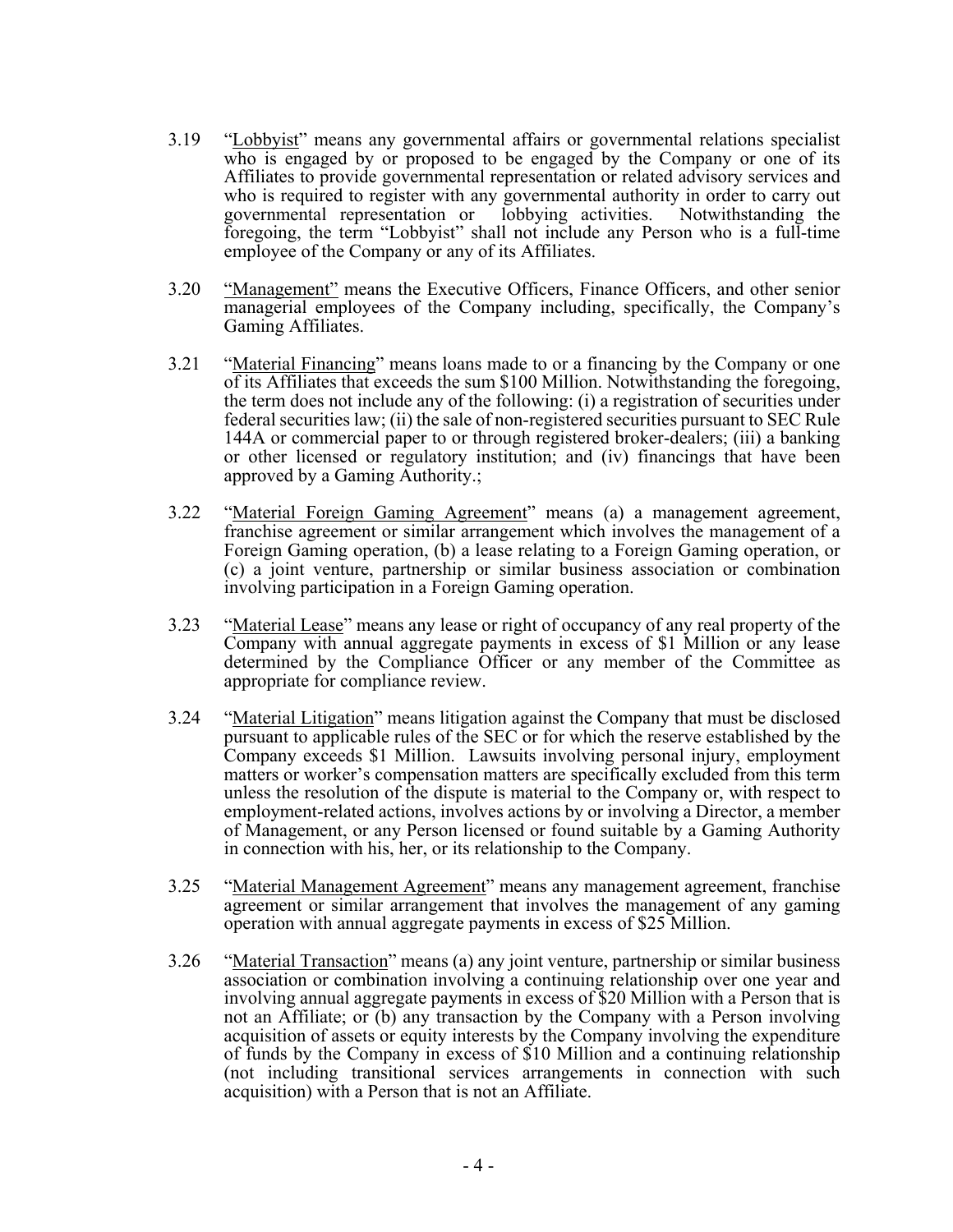3.19 "Lobbyist" means any governmental affairs or governmental relations specialist who is engaged by or proposed to be engaged by the Company or one of its Affiliates to provide governmental representation or related advisory services and who is required to register with any governmental authority in order to carry out governmental representation or lobbying activities. Notwithstanding the foregoing, the term "Lobbyist" shall not include any Person who is a full-time employee of the Company or any of its Affiliates.

3.20 "Management" means the Executive Officers, Finance Officers, and other senior managerial employees of the Company including, specifically, the Company's Gaming Affiliates.

3.21 "Material Financing" means loans made to or a financing by the Company or one of its Affiliates that exceeds the sum $100 Million. Notwithstanding the foregoing, the term does not include any of the following: (i) a registration of securities under federal securities law; (ii) the sale of non-registered securities pursuant to SEC Rule 144A or commercial paper to or through registered broker-dealers; (iii) a banking or other licensed or regulatory institution; and (iv) financings that have been approved by a Gaming Authority.;

3.22 "Material Foreign Gaming Agreement" means (a) a management agreement, franchise agreement or similar arrangement which involves the management of a Foreign Gaming operation, (b) a lease relating to a Foreign Gaming operation, or (c) a joint venture, partnership or similar business association or combination involving participation in a Foreign Gaming operation.

3.23 "Material Lease" means any lease or right of occupancy of any real property of the Company with annual aggregate payments in excess of $1 Million or any lease determined by the Compliance Officer or any member of the Committee as appropriate for compliance review.

3.24 "Material Litigation" means litigation against the Company that must be disclosed pursuant to applicable rules of the SEC or for which the reserve established by the Company exceeds $1 Million. Lawsuits involving personal injury, employment matters or worker's compensation matters are specifically excluded from this term unless the resolution of the dispute is material to the Company or, with respect to employment-related actions, involves actions by or involving a Director, a member of Management, or any Person licensed or found suitable by a Gaming Authority in connection with his, her, or its relationship to the Company.

3.25 "Material Management Agreement" means any management agreement, franchise agreement or similar arrangement that involves the management of any gaming operation with annual aggregate payments in excess of $25 Million.

3.26 "Material Transaction" means (a) any joint venture, partnership or similar business association or combination involving a continuing relationship over one year and involving annual aggregate payments in excess of $20 Million with a Person that is not an Affiliate; or (b) any transaction by the Company with a Person involving acquisition of assets or equity interests by the Company involving the expenditure of funds by the Company in excess of $10 Million and a continuing relationship (not including transitional services arrangements in connection with such acquisition) with a Person that is not an Affiliate.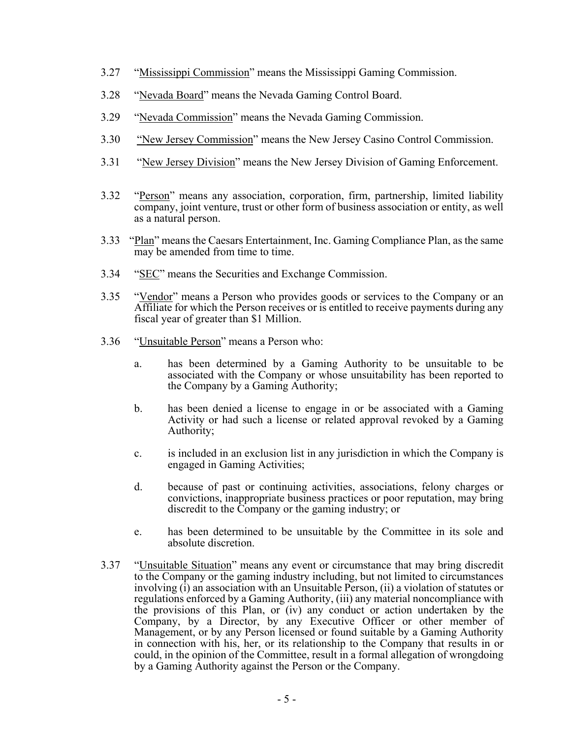3.27 "Mississippi Commission" means the Mississippi Gaming Commission.

3.28 "Nevada Board" means the Nevada Gaming Control Board.

3.29 "Nevada Commission" means the Nevada Gaming Commission.

3.30 "New Jersey Commission" means the New Jersey Casino Control Commission.

3.31 "New Jersey Division" means the New Jersey Division of Gaming Enforcement.

3.32 "Person" means any association, corporation, firm, partnership, limited liability company, joint venture, trust or other form of business association or entity, as well as a natural person.

3.33 "Plan" means the Caesars Entertainment, Inc. Gaming Compliance Plan, as the same may be amended from time to time.

3.34 "SEC" means the Securities and Exchange Commission.

3.35 "Vendor" means a Person who provides goods or services to the Company or an Affiliate for which the Person receives or is entitled to receive payments during any fiscal year of greater than $1 Million.

3.36 "Unsuitable Person" means a Person who:

a. has been determined by a Gaming Authority to be unsuitable to be associated with the Company or whose unsuitability has been reported to the Company by a Gaming Authority;

b. has been denied a license to engage in or be associated with a Gaming Activity or had such a license or related approval revoked by a Gaming Authority;

c. is included in an exclusion list in any jurisdiction in which the Company is engaged in Gaming Activities;

d. because of past or continuing activities, associations, felony charges or convictions, inappropriate business practices or poor reputation, may bring discredit to the Company or the gaming industry; or

e. has been determined to be unsuitable by the Committee in its sole and absolute discretion.

3.37 "Unsuitable Situation" means any event or circumstance that may bring discredit to the Company or the gaming industry including, but not limited to circumstances involving (i) an association with an Unsuitable Person, (ii) a violation of statutes or regulations enforced by a Gaming Authority, (iii) any material noncompliance with the provisions of this Plan, or (iv) any conduct or action undertaken by the Company, by a Director, by any Executive Officer or other member of Management, or by any Person licensed or found suitable by a Gaming Authority in connection with his, her, or its relationship to the Company that results in or could, in the opinion of the Committee, result in a formal allegation of wrongdoing by a Gaming Authority against the Person or the Company.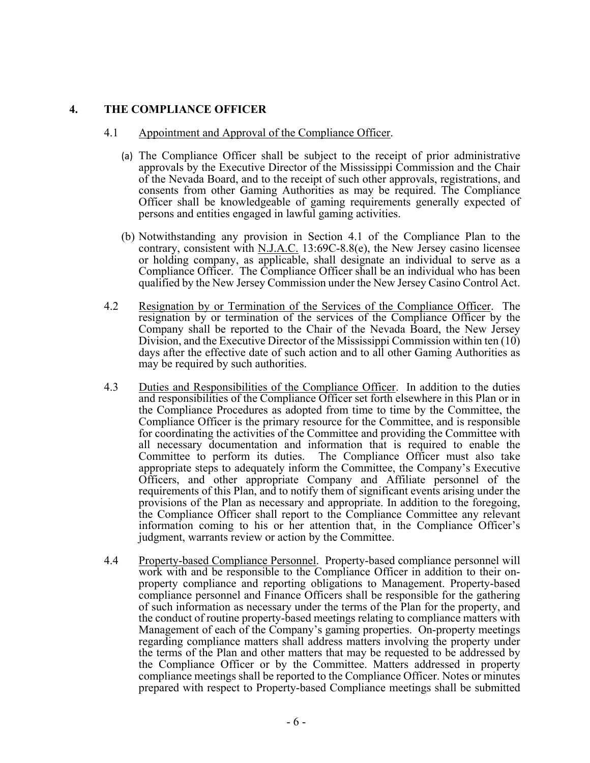## 4. THE COMPLIANCE OFFICER

4.1 Appointment and Approval of the Compliance Officer.

(a) The Compliance Officer shall be subject to the receipt of prior administrative approvals by the Executive Director of the Mississippi Commission and the Chair of the Nevada Board, and to the receipt of such other approvals, registrations, and consents from other Gaming Authorities as may be required. The Compliance Officer shall be knowledgeable of gaming requirements generally expected of persons and entities engaged in lawful gaming activities.

(b) Notwithstanding any provision in Section 4.1 of the Compliance Plan to the contrary, consistent with N.J.A.C. 13:69C-8.8(e), the New Jersey casino licensee or holding company, as applicable, shall designate an individual to serve as a Compliance Officer. The Compliance Officer shall be an individual who has been qualified by the New Jersey Commission under the New Jersey Casino Control Act.

4.2 Resignation by or Termination of the Services of the Compliance Officer. The resignation by or termination of the services of the Compliance Officer by the Company shall be reported to the Chair of the Nevada Board, the New Jersey Division, and the Executive Director of the Mississippi Commission within ten (10) days after the effective date of such action and to all other Gaming Authorities as may be required by such authorities.

4.3 Duties and Responsibilities of the Compliance Officer. In addition to the duties and responsibilities of the Compliance Officer set forth elsewhere in this Plan or in the Compliance Procedures as adopted from time to time by the Committee, the Compliance Officer is the primary resource for the Committee, and is responsible for coordinating the activities of the Committee and providing the Committee with all necessary documentation and information that is required to enable the Committee to perform its duties. The Compliance Officer must also take appropriate steps to adequately inform the Committee, the Company's Executive Officers, and other appropriate Company and Affiliate personnel of the requirements of this Plan, and to notify them of significant events arising under the provisions of the Plan as necessary and appropriate. In addition to the foregoing, the Compliance Officer shall report to the Compliance Committee any relevant information coming to his or her attention that, in the Compliance Officer's judgment, warrants review or action by the Committee.

4.4 Property-based Compliance Personnel. Property-based compliance personnel will work with and be responsible to the Compliance Officer in addition to their on-property compliance and reporting obligations to Management. Property-based compliance personnel and Finance Officers shall be responsible for the gathering of such information as necessary under the terms of the Plan for the property, and the conduct of routine property-based meetings relating to compliance matters with Management of each of the Company's gaming properties. On-property meetings regarding compliance matters shall address matters involving the property under the terms of the Plan and other matters that may be requested to be addressed by the Compliance Officer or by the Committee. Matters addressed in property compliance meetings shall be reported to the Compliance Officer. Notes or minutes prepared with respect to Property-based Compliance meetings shall be submitted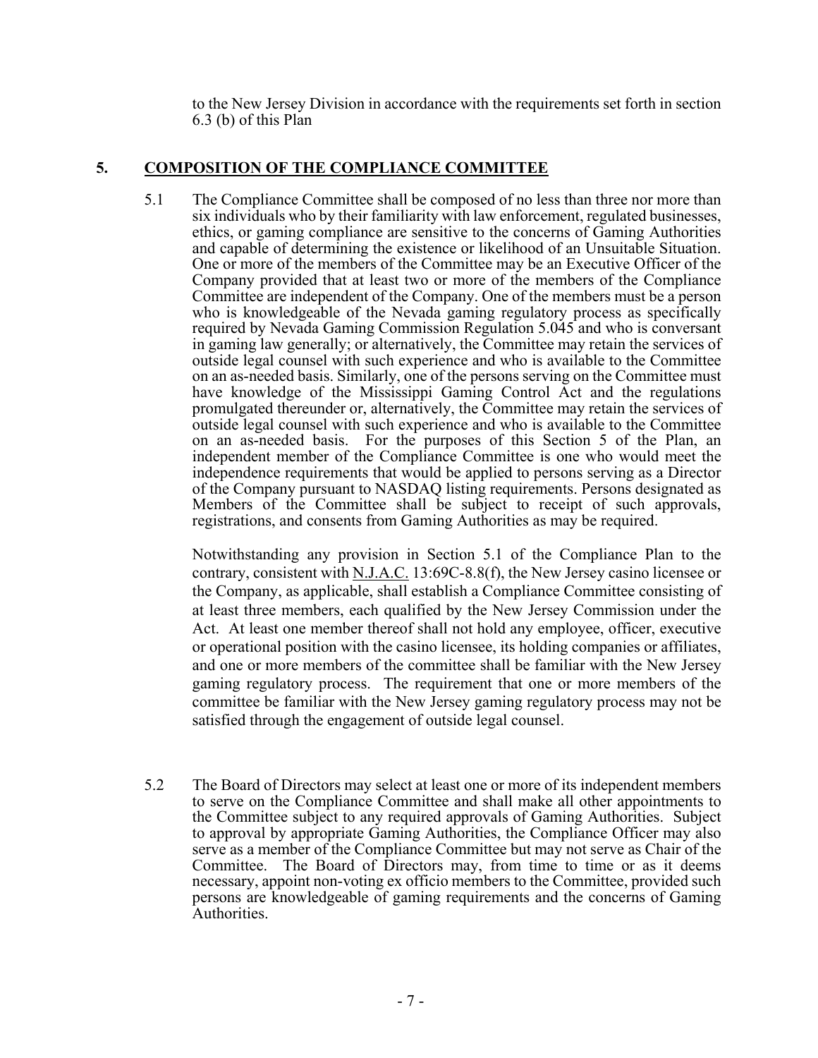to the New Jersey Division in accordance with the requirements set forth in section 6.3 (b) of this Plan

## 5. COMPOSITION OF THE COMPLIANCE COMMITTEE

5.1 The Compliance Committee shall be composed of no less than three nor more than six individuals who by their familiarity with law enforcement, regulated businesses, ethics, or gaming compliance are sensitive to the concerns of Gaming Authorities and capable of determining the existence or likelihood of an Unsuitable Situation. One or more of the members of the Committee may be an Executive Officer of the Company provided that at least two or more of the members of the Compliance Committee are independent of the Company. One of the members must be a person who is knowledgeable of the Nevada gaming regulatory process as specifically required by Nevada Gaming Commission Regulation 5.045 and who is conversant in gaming law generally; or alternatively, the Committee may retain the services of outside legal counsel with such experience and who is available to the Committee on an as-needed basis. Similarly, one of the persons serving on the Committee must have knowledge of the Mississippi Gaming Control Act and the regulations promulgated thereunder or, alternatively, the Committee may retain the services of outside legal counsel with such experience and who is available to the Committee on an as-needed basis. For the purposes of this Section 5 of the Plan, an independent member of the Compliance Committee is one who would meet the independence requirements that would be applied to persons serving as a Director of the Company pursuant to NASDAQ listing requirements. Persons designated as Members of the Committee shall be subject to receipt of such approvals, registrations, and consents from Gaming Authorities as may be required.

Notwithstanding any provision in Section 5.1 of the Compliance Plan to the contrary, consistent with N.J.A.C. 13:69C-8.8(f), the New Jersey casino licensee or the Company, as applicable, shall establish a Compliance Committee consisting of at least three members, each qualified by the New Jersey Commission under the Act. At least one member thereof shall not hold any employee, officer, executive or operational position with the casino licensee, its holding companies or affiliates, and one or more members of the committee shall be familiar with the New Jersey gaming regulatory process. The requirement that one or more members of the committee be familiar with the New Jersey gaming regulatory process may not be satisfied through the engagement of outside legal counsel.

5.2 The Board of Directors may select at least one or more of its independent members to serve on the Compliance Committee and shall make all other appointments to the Committee subject to any required approvals of Gaming Authorities. Subject to approval by appropriate Gaming Authorities, the Compliance Officer may also serve as a member of the Compliance Committee but may not serve as Chair of the Committee. The Board of Directors may, from time to time or as it deems necessary, appoint non-voting ex officio members to the Committee, provided such persons are knowledgeable of gaming requirements and the concerns of Gaming Authorities.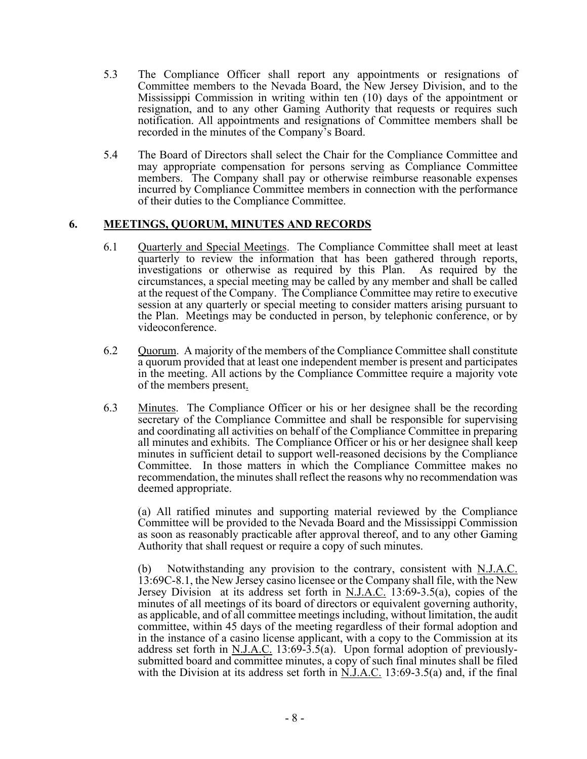5.3 The Compliance Officer shall report any appointments or resignations of Committee members to the Nevada Board, the New Jersey Division, and to the Mississippi Commission in writing within ten (10) days of the appointment or resignation, and to any other Gaming Authority that requests or requires such notification. All appointments and resignations of Committee members shall be recorded in the minutes of the Company's Board.

5.4 The Board of Directors shall select the Chair for the Compliance Committee and may appropriate compensation for persons serving as Compliance Committee members. The Company shall pay or otherwise reimburse reasonable expenses incurred by Compliance Committee members in connection with the performance of their duties to the Compliance Committee.

## 6. MEETINGS, QUORUM, MINUTES AND RECORDS

6.1 Quarterly and Special Meetings. The Compliance Committee shall meet at least quarterly to review the information that has been gathered through reports, investigations or otherwise as required by this Plan. As required by the circumstances, a special meeting may be called by any member and shall be called at the request of the Company. The Compliance Committee may retire to executive session at any quarterly or special meeting to consider matters arising pursuant to the Plan. Meetings may be conducted in person, by telephonic conference, or by videoconference.

6.2 Quorum. A majority of the members of the Compliance Committee shall constitute a quorum provided that at least one independent member is present and participates in the meeting. All actions by the Compliance Committee require a majority vote of the members present.

6.3 Minutes. The Compliance Officer or his or her designee shall be the recording secretary of the Compliance Committee and shall be responsible for supervising and coordinating all activities on behalf of the Compliance Committee in preparing all minutes and exhibits. The Compliance Officer or his or her designee shall keep minutes in sufficient detail to support well-reasoned decisions by the Compliance Committee. In those matters in which the Compliance Committee makes no recommendation, the minutes shall reflect the reasons why no recommendation was deemed appropriate.

(a) All ratified minutes and supporting material reviewed by the Compliance Committee will be provided to the Nevada Board and the Mississippi Commission as soon as reasonably practicable after approval thereof, and to any other Gaming Authority that shall request or require a copy of such minutes.

(b) Notwithstanding any provision to the contrary, consistent with N.J.A.C. 13:69C-8.1, the New Jersey casino licensee or the Company shall file, with the New Jersey Division at its address set forth in N.J.A.C. 13:69-3.5(a), copies of the minutes of all meetings of its board of directors or equivalent governing authority, as applicable, and of all committee meetings including, without limitation, the audit committee, within 45 days of the meeting regardless of their formal adoption and in the instance of a casino license applicant, with a copy to the Commission at its address set forth in N.J.A.C. 13:69-3.5(a). Upon formal adoption of previously-submitted board and committee minutes, a copy of such final minutes shall be filed with the Division at its address set forth in N.J.A.C. 13:69-3.5(a) and, if the final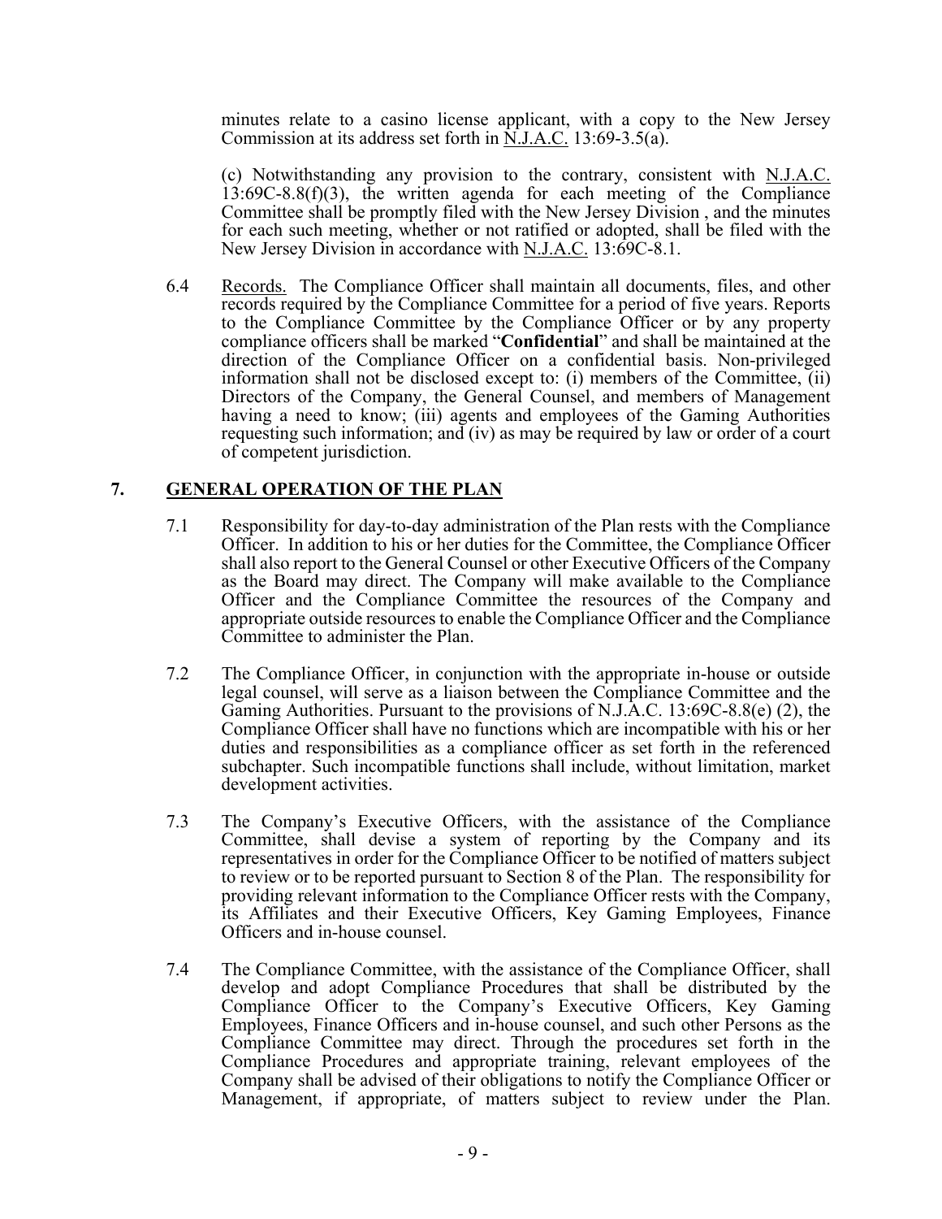minutes relate to a casino license applicant, with a copy to the New Jersey Commission at its address set forth in N.J.A.C. 13:69-3.5(a).

(c) Notwithstanding any provision to the contrary, consistent with N.J.A.C. 13:69C-8.8(f)(3), the written agenda for each meeting of the Compliance Committee shall be promptly filed with the New Jersey Division , and the minutes for each such meeting, whether or not ratified or adopted, shall be filed with the New Jersey Division in accordance with N.J.A.C. 13:69C-8.1.

6.4 Records. The Compliance Officer shall maintain all documents, files, and other records required by the Compliance Committee for a period of five years. Reports to the Compliance Committee by the Compliance Officer or by any property compliance officers shall be marked "**Confidential**" and shall be maintained at the direction of the Compliance Officer on a confidential basis. Non-privileged information shall not be disclosed except to: (i) members of the Committee, (ii) Directors of the Company, the General Counsel, and members of Management having a need to know; (iii) agents and employees of the Gaming Authorities requesting such information; and (iv) as may be required by law or order of a court of competent jurisdiction.

## 7. GENERAL OPERATION OF THE PLAN

7.1 Responsibility for day-to-day administration of the Plan rests with the Compliance Officer. In addition to his or her duties for the Committee, the Compliance Officer shall also report to the General Counsel or other Executive Officers of the Company as the Board may direct. The Company will make available to the Compliance Officer and the Compliance Committee the resources of the Company and appropriate outside resources to enable the Compliance Officer and the Compliance Committee to administer the Plan.

7.2 The Compliance Officer, in conjunction with the appropriate in-house or outside legal counsel, will serve as a liaison between the Compliance Committee and the Gaming Authorities. Pursuant to the provisions of N.J.A.C. 13:69C-8.8(e) (2), the Compliance Officer shall have no functions which are incompatible with his or her duties and responsibilities as a compliance officer as set forth in the referenced subchapter. Such incompatible functions shall include, without limitation, market development activities.

7.3 The Company's Executive Officers, with the assistance of the Compliance Committee, shall devise a system of reporting by the Company and its representatives in order for the Compliance Officer to be notified of matters subject to review or to be reported pursuant to Section 8 of the Plan. The responsibility for providing relevant information to the Compliance Officer rests with the Company, its Affiliates and their Executive Officers, Key Gaming Employees, Finance Officers and in-house counsel.

7.4 The Compliance Committee, with the assistance of the Compliance Officer, shall develop and adopt Compliance Procedures that shall be distributed by the Compliance Officer to the Company's Executive Officers, Key Gaming Employees, Finance Officers and in-house counsel, and such other Persons as the Compliance Committee may direct. Through the procedures set forth in the Compliance Procedures and appropriate training, relevant employees of the Company shall be advised of their obligations to notify the Compliance Officer or Management, if appropriate, of matters subject to review under the Plan.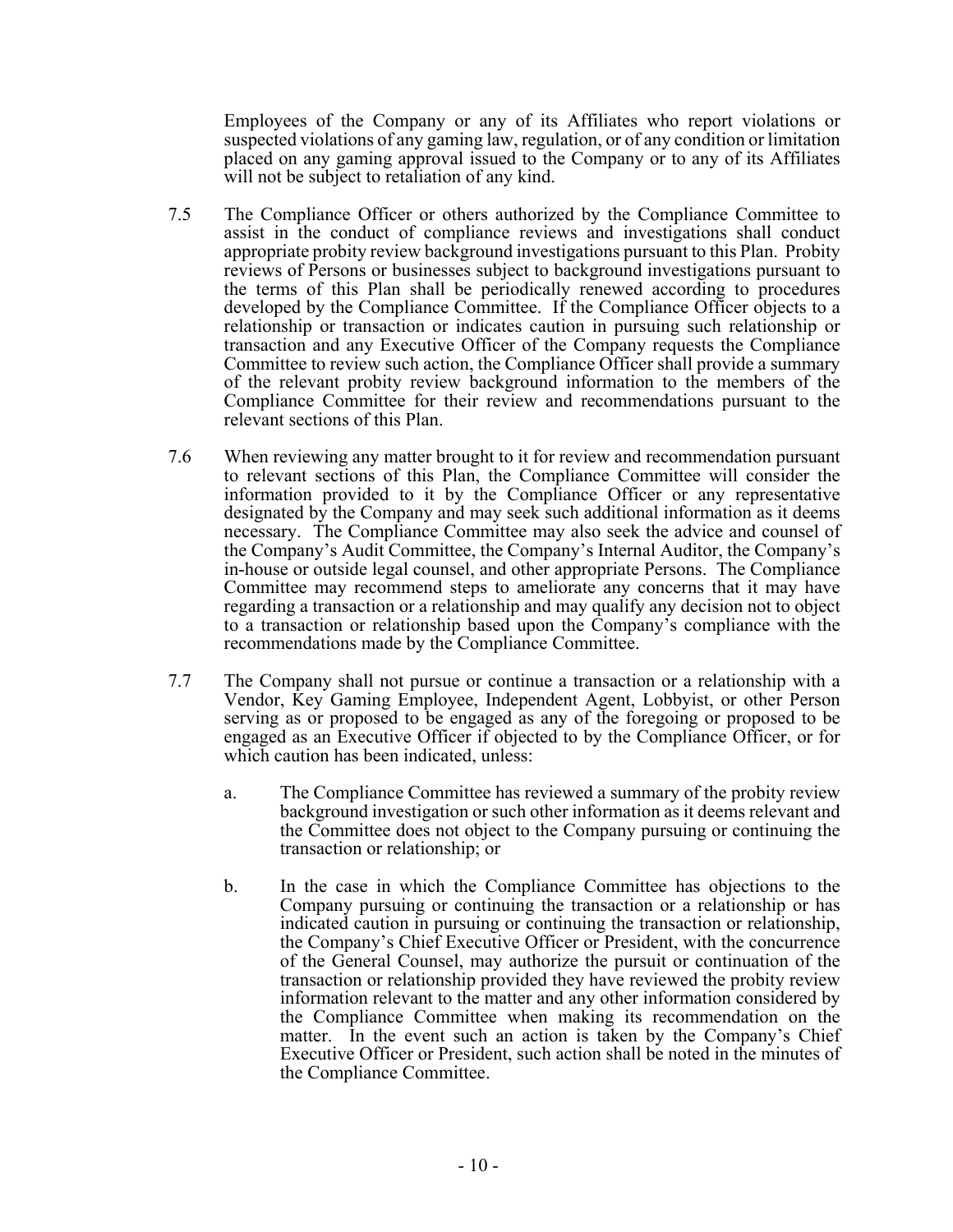Employees of the Company or any of its Affiliates who report violations or suspected violations of any gaming law, regulation, or of any condition or limitation placed on any gaming approval issued to the Company or to any of its Affiliates will not be subject to retaliation of any kind.

7.5 The Compliance Officer or others authorized by the Compliance Committee to assist in the conduct of compliance reviews and investigations shall conduct appropriate probity review background investigations pursuant to this Plan. Probity reviews of Persons or businesses subject to background investigations pursuant to the terms of this Plan shall be periodically renewed according to procedures developed by the Compliance Committee. If the Compliance Officer objects to a relationship or transaction or indicates caution in pursuing such relationship or transaction and any Executive Officer of the Company requests the Compliance Committee to review such action, the Compliance Officer shall provide a summary of the relevant probity review background information to the members of the Compliance Committee for their review and recommendations pursuant to the relevant sections of this Plan.

7.6 When reviewing any matter brought to it for review and recommendation pursuant to relevant sections of this Plan, the Compliance Committee will consider the information provided to it by the Compliance Officer or any representative designated by the Company and may seek such additional information as it deems necessary. The Compliance Committee may also seek the advice and counsel of the Company's Audit Committee, the Company's Internal Auditor, the Company's in-house or outside legal counsel, and other appropriate Persons. The Compliance Committee may recommend steps to ameliorate any concerns that it may have regarding a transaction or a relationship and may qualify any decision not to object to a transaction or relationship based upon the Company's compliance with the recommendations made by the Compliance Committee.

7.7 The Company shall not pursue or continue a transaction or a relationship with a Vendor, Key Gaming Employee, Independent Agent, Lobbyist, or other Person serving as or proposed to be engaged as any of the foregoing or proposed to be engaged as an Executive Officer if objected to by the Compliance Officer, or for which caution has been indicated, unless:

a. The Compliance Committee has reviewed a summary of the probity review background investigation or such other information as it deems relevant and the Committee does not object to the Company pursuing or continuing the transaction or relationship; or

b. In the case in which the Compliance Committee has objections to the Company pursuing or continuing the transaction or a relationship or has indicated caution in pursuing or continuing the transaction or relationship, the Company's Chief Executive Officer or President, with the concurrence of the General Counsel, may authorize the pursuit or continuation of the transaction or relationship provided they have reviewed the probity review information relevant to the matter and any other information considered by the Compliance Committee when making its recommendation on the matter. In the event such an action is taken by the Company's Chief Executive Officer or President, such action shall be noted in the minutes of the Compliance Committee.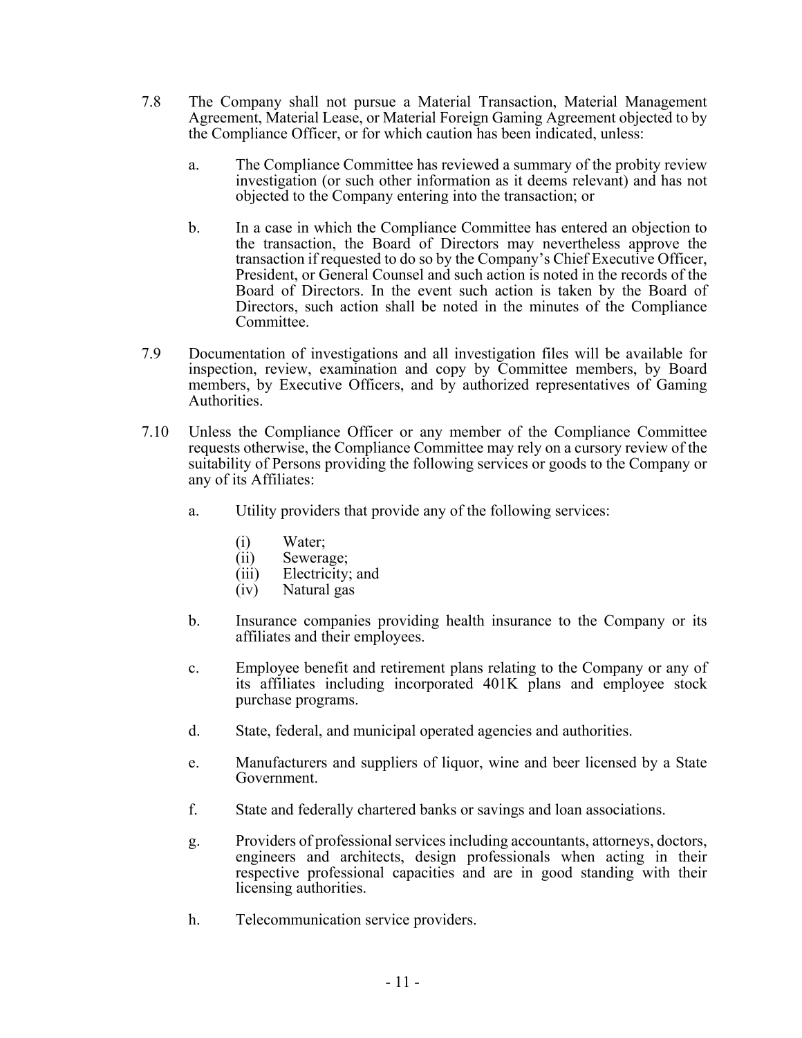7.8 The Company shall not pursue a Material Transaction, Material Management Agreement, Material Lease, or Material Foreign Gaming Agreement objected to by the Compliance Officer, or for which caution has been indicated, unless:

   a. The Compliance Committee has reviewed a summary of the probity review investigation (or such other information as it deems relevant) and has not objected to the Company entering into the transaction; or

   b. In a case in which the Compliance Committee has entered an objection to the transaction, the Board of Directors may nevertheless approve the transaction if requested to do so by the Company's Chief Executive Officer, President, or General Counsel and such action is noted in the records of the Board of Directors. In the event such action is taken by the Board of Directors, such action shall be noted in the minutes of the Compliance Committee.

7.9 Documentation of investigations and all investigation files will be available for inspection, review, examination and copy by Committee members, by Board members, by Executive Officers, and by authorized representatives of Gaming Authorities.

7.10 Unless the Compliance Officer or any member of the Compliance Committee requests otherwise, the Compliance Committee may rely on a cursory review of the suitability of Persons providing the following services or goods to the Company or any of its Affiliates:

   a. Utility providers that provide any of the following services:

      (i) Water;
      (ii) Sewerage;
      (iii) Electricity; and
      (iv) Natural gas

   b. Insurance companies providing health insurance to the Company or its affiliates and their employees.

   c. Employee benefit and retirement plans relating to the Company or any of its affiliates including incorporated 401K plans and employee stock purchase programs.

   d. State, federal, and municipal operated agencies and authorities.

   e. Manufacturers and suppliers of liquor, wine and beer licensed by a State Government.

   f. State and federally chartered banks or savings and loan associations.

   g. Providers of professional services including accountants, attorneys, doctors, engineers and architects, design professionals when acting in their respective professional capacities and are in good standing with their licensing authorities.

   h. Telecommunication service providers.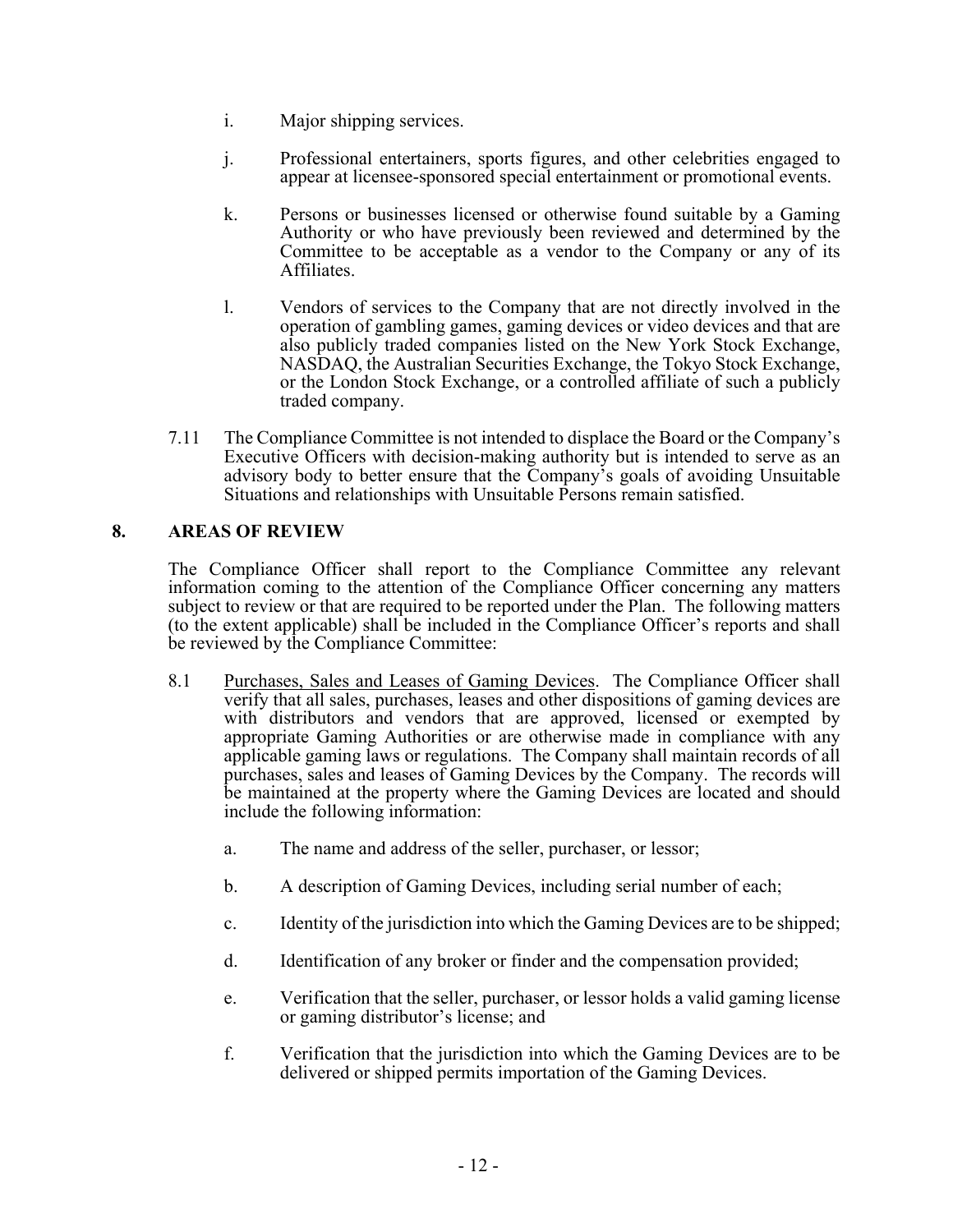i. Major shipping services.

j. Professional entertainers, sports figures, and other celebrities engaged to appear at licensee-sponsored special entertainment or promotional events.

k. Persons or businesses licensed or otherwise found suitable by a Gaming Authority or who have previously been reviewed and determined by the Committee to be acceptable as a vendor to the Company or any of its Affiliates.

l. Vendors of services to the Company that are not directly involved in the operation of gambling games, gaming devices or video devices and that are also publicly traded companies listed on the New York Stock Exchange, NASDAQ, the Australian Securities Exchange, the Tokyo Stock Exchange, or the London Stock Exchange, or a controlled affiliate of such a publicly traded company.

7.11 The Compliance Committee is not intended to displace the Board or the Company's Executive Officers with decision-making authority but is intended to serve as an advisory body to better ensure that the Company's goals of avoiding Unsuitable Situations and relationships with Unsuitable Persons remain satisfied.

## 8. AREAS OF REVIEW

The Compliance Officer shall report to the Compliance Committee any relevant information coming to the attention of the Compliance Officer concerning any matters subject to review or that are required to be reported under the Plan. The following matters (to the extent applicable) shall be included in the Compliance Officer's reports and shall be reviewed by the Compliance Committee:

8.1 <u>Purchases, Sales and Leases of Gaming Devices</u>. The Compliance Officer shall verify that all sales, purchases, leases and other dispositions of gaming devices are with distributors and vendors that are approved, licensed or exempted by appropriate Gaming Authorities or are otherwise made in compliance with any applicable gaming laws or regulations. The Company shall maintain records of all purchases, sales and leases of Gaming Devices by the Company. The records will be maintained at the property where the Gaming Devices are located and should include the following information:

a. The name and address of the seller, purchaser, or lessor;

b. A description of Gaming Devices, including serial number of each;

c. Identity of the jurisdiction into which the Gaming Devices are to be shipped;

d. Identification of any broker or finder and the compensation provided;

e. Verification that the seller, purchaser, or lessor holds a valid gaming license or gaming distributor's license; and

f. Verification that the jurisdiction into which the Gaming Devices are to be delivered or shipped permits importation of the Gaming Devices.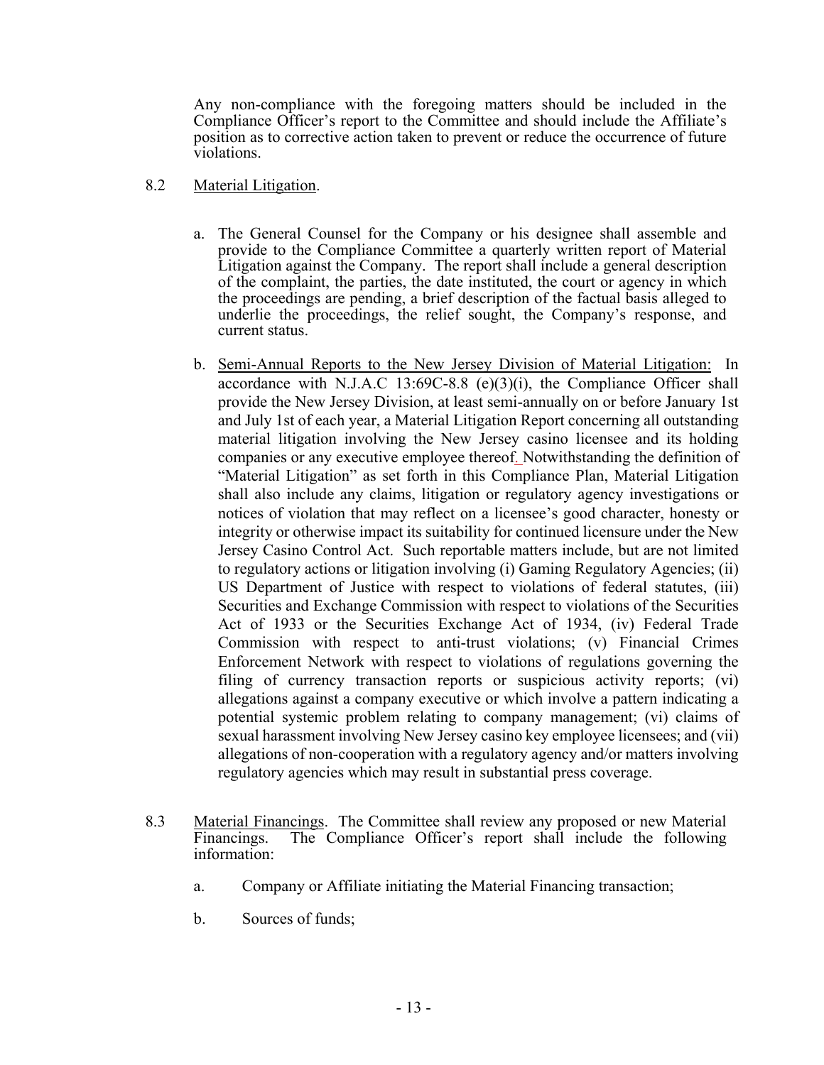Any non-compliance with the foregoing matters should be included in the Compliance Officer's report to the Committee and should include the Affiliate's position as to corrective action taken to prevent or reduce the occurrence of future violations.

8.2 Material Litigation.

a. The General Counsel for the Company or his designee shall assemble and provide to the Compliance Committee a quarterly written report of Material Litigation against the Company. The report shall include a general description of the complaint, the parties, the date instituted, the court or agency in which the proceedings are pending, a brief description of the factual basis alleged to underlie the proceedings, the relief sought, the Company's response, and current status.

b. Semi-Annual Reports to the New Jersey Division of Material Litigation: In accordance with N.J.A.C 13:69C-8.8 (e)(3)(i), the Compliance Officer shall provide the New Jersey Division, at least semi-annually on or before January 1st and July 1st of each year, a Material Litigation Report concerning all outstanding material litigation involving the New Jersey casino licensee and its holding companies or any executive employee thereof. Notwithstanding the definition of "Material Litigation" as set forth in this Compliance Plan, Material Litigation shall also include any claims, litigation or regulatory agency investigations or notices of violation that may reflect on a licensee's good character, honesty or integrity or otherwise impact its suitability for continued licensure under the New Jersey Casino Control Act. Such reportable matters include, but are not limited to regulatory actions or litigation involving (i) Gaming Regulatory Agencies; (ii) US Department of Justice with respect to violations of federal statutes, (iii) Securities and Exchange Commission with respect to violations of the Securities Act of 1933 or the Securities Exchange Act of 1934, (iv) Federal Trade Commission with respect to anti-trust violations; (v) Financial Crimes Enforcement Network with respect to violations of regulations governing the filing of currency transaction reports or suspicious activity reports; (vi) allegations against a company executive or which involve a pattern indicating a potential systemic problem relating to company management; (vi) claims of sexual harassment involving New Jersey casino key employee licensees; and (vii) allegations of non-cooperation with a regulatory agency and/or matters involving regulatory agencies which may result in substantial press coverage.

8.3 Material Financings. The Committee shall review any proposed or new Material Financings. The Compliance Officer's report shall include the following information:

a. Company or Affiliate initiating the Material Financing transaction;

b. Sources of funds;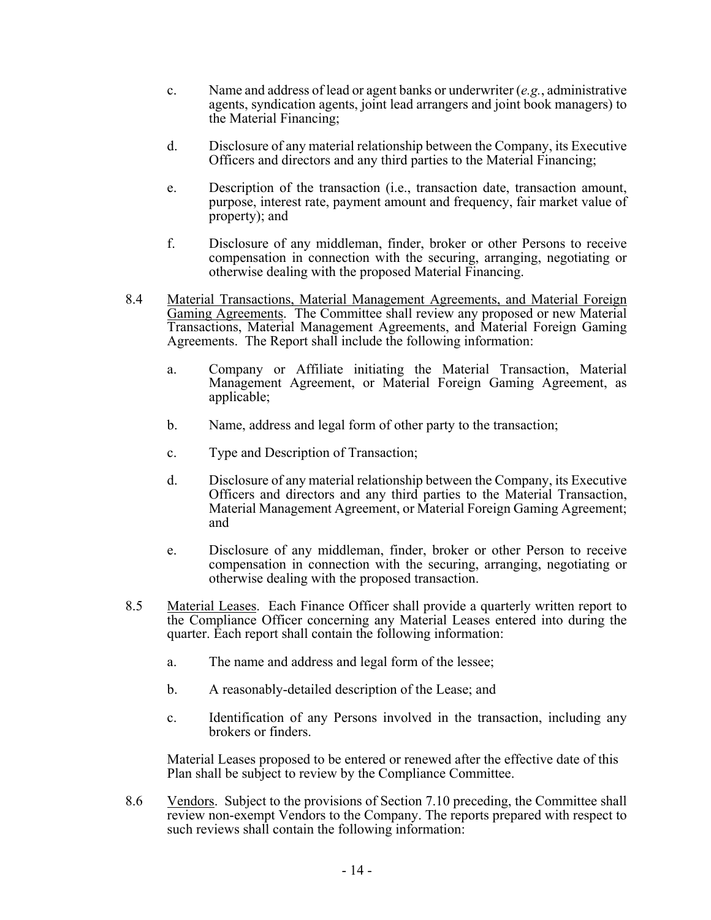c. Name and address of lead or agent banks or underwriter (*e.g.*, administrative agents, syndication agents, joint lead arrangers and joint book managers) to the Material Financing;

d. Disclosure of any material relationship between the Company, its Executive Officers and directors and any third parties to the Material Financing;

e. Description of the transaction (i.e., transaction date, transaction amount, purpose, interest rate, payment amount and frequency, fair market value of property); and

f. Disclosure of any middleman, finder, broker or other Persons to receive compensation in connection with the securing, arranging, negotiating or otherwise dealing with the proposed Material Financing.

8.4 Material Transactions, Material Management Agreements, and Material Foreign Gaming Agreements. The Committee shall review any proposed or new Material Transactions, Material Management Agreements, and Material Foreign Gaming Agreements. The Report shall include the following information:

a. Company or Affiliate initiating the Material Transaction, Material Management Agreement, or Material Foreign Gaming Agreement, as applicable;

b. Name, address and legal form of other party to the transaction;

c. Type and Description of Transaction;

d. Disclosure of any material relationship between the Company, its Executive Officers and directors and any third parties to the Material Transaction, Material Management Agreement, or Material Foreign Gaming Agreement; and

e. Disclosure of any middleman, finder, broker or other Person to receive compensation in connection with the securing, arranging, negotiating or otherwise dealing with the proposed transaction.

8.5 Material Leases. Each Finance Officer shall provide a quarterly written report to the Compliance Officer concerning any Material Leases entered into during the quarter. Each report shall contain the following information:

a. The name and address and legal form of the lessee;

b. A reasonably-detailed description of the Lease; and

c. Identification of any Persons involved in the transaction, including any brokers or finders.

Material Leases proposed to be entered or renewed after the effective date of this Plan shall be subject to review by the Compliance Committee.

8.6 Vendors. Subject to the provisions of Section 7.10 preceding, the Committee shall review non-exempt Vendors to the Company. The reports prepared with respect to such reviews shall contain the following information: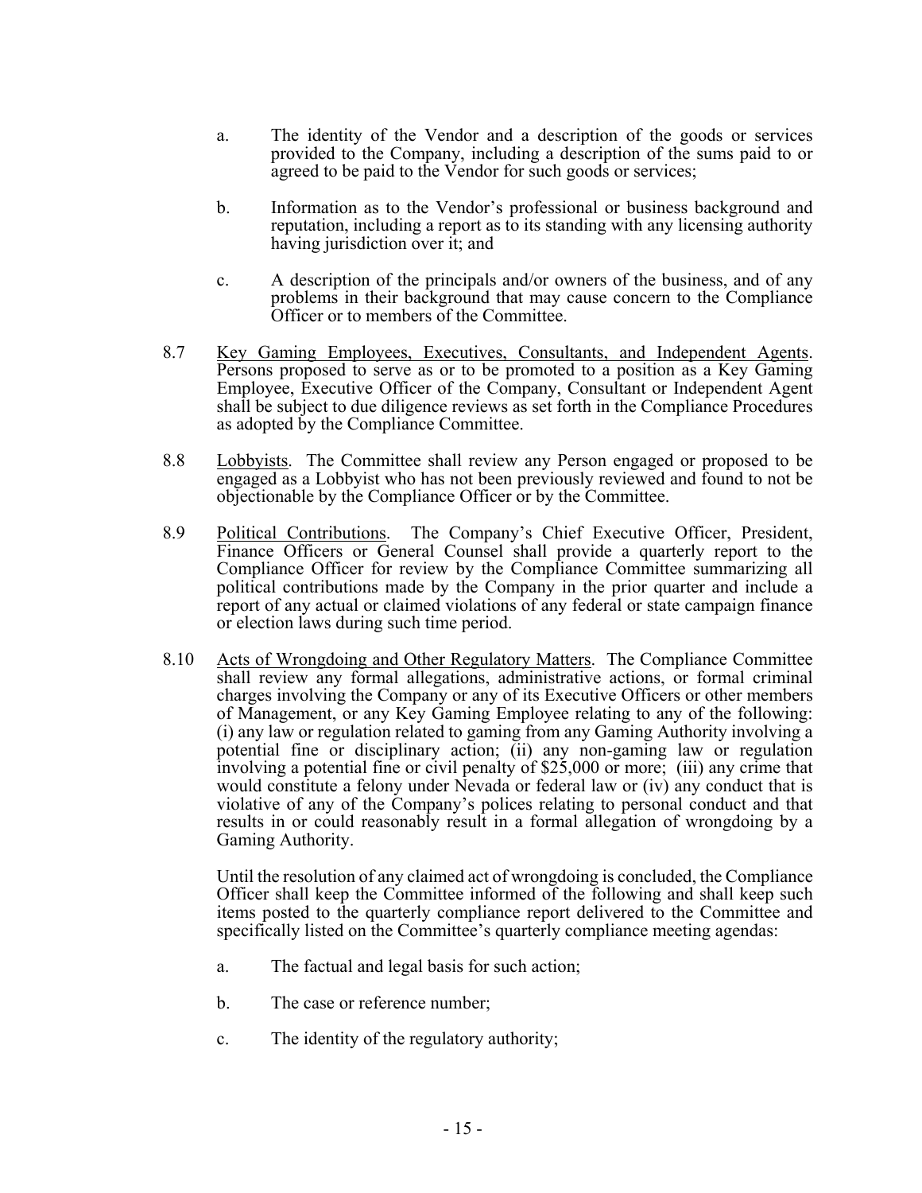a. The identity of the Vendor and a description of the goods or services provided to the Company, including a description of the sums paid to or agreed to be paid to the Vendor for such goods or services;

b. Information as to the Vendor's professional or business background and reputation, including a report as to its standing with any licensing authority having jurisdiction over it; and

c. A description of the principals and/or owners of the business, and of any problems in their background that may cause concern to the Compliance Officer or to members of the Committee.

8.7 Key Gaming Employees, Executives, Consultants, and Independent Agents. Persons proposed to serve as or to be promoted to a position as a Key Gaming Employee, Executive Officer of the Company, Consultant or Independent Agent shall be subject to due diligence reviews as set forth in the Compliance Procedures as adopted by the Compliance Committee.

8.8 Lobbyists. The Committee shall review any Person engaged or proposed to be engaged as a Lobbyist who has not been previously reviewed and found to not be objectionable by the Compliance Officer or by the Committee.

8.9 Political Contributions. The Company's Chief Executive Officer, President, Finance Officers or General Counsel shall provide a quarterly report to the Compliance Officer for review by the Compliance Committee summarizing all political contributions made by the Company in the prior quarter and include a report of any actual or claimed violations of any federal or state campaign finance or election laws during such time period.

8.10 Acts of Wrongdoing and Other Regulatory Matters. The Compliance Committee shall review any formal allegations, administrative actions, or formal criminal charges involving the Company or any of its Executive Officers or other members of Management, or any Key Gaming Employee relating to any of the following: (i) any law or regulation related to gaming from any Gaming Authority involving a potential fine or disciplinary action; (ii) any non-gaming law or regulation involving a potential fine or civil penalty of $25,000 or more; (iii) any crime that would constitute a felony under Nevada or federal law or (iv) any conduct that is violative of any of the Company's polices relating to personal conduct and that results in or could reasonably result in a formal allegation of wrongdoing by a Gaming Authority.

Until the resolution of any claimed act of wrongdoing is concluded, the Compliance Officer shall keep the Committee informed of the following and shall keep such items posted to the quarterly compliance report delivered to the Committee and specifically listed on the Committee's quarterly compliance meeting agendas:

a. The factual and legal basis for such action;

b. The case or reference number;

c. The identity of the regulatory authority;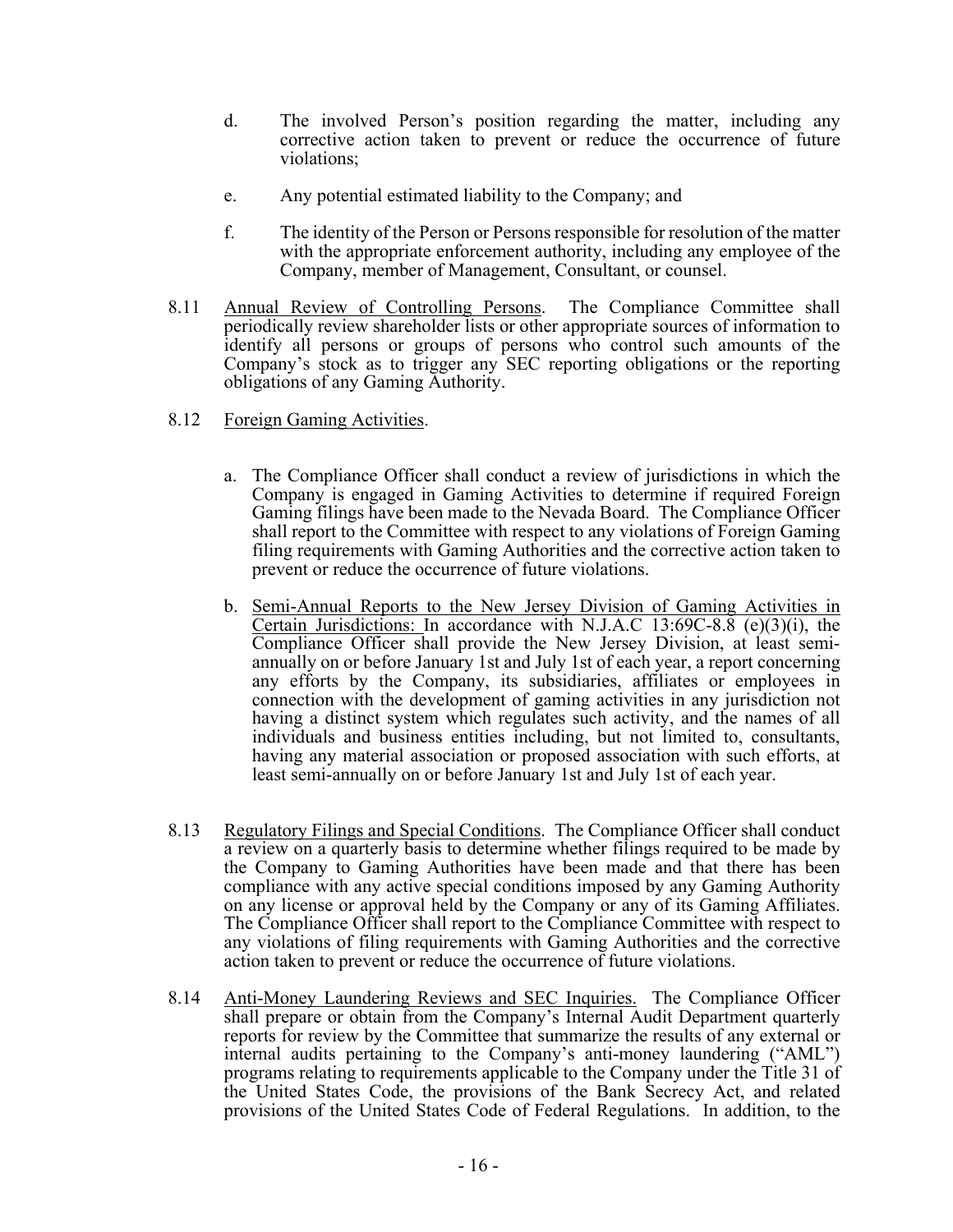d. The involved Person's position regarding the matter, including any corrective action taken to prevent or reduce the occurrence of future violations;

e. Any potential estimated liability to the Company; and

f. The identity of the Person or Persons responsible for resolution of the matter with the appropriate enforcement authority, including any employee of the Company, member of Management, Consultant, or counsel.

8.11 Annual Review of Controlling Persons. The Compliance Committee shall periodically review shareholder lists or other appropriate sources of information to identify all persons or groups of persons who control such amounts of the Company's stock as to trigger any SEC reporting obligations or the reporting obligations of any Gaming Authority.

8.12 Foreign Gaming Activities.

a. The Compliance Officer shall conduct a review of jurisdictions in which the Company is engaged in Gaming Activities to determine if required Foreign Gaming filings have been made to the Nevada Board. The Compliance Officer shall report to the Committee with respect to any violations of Foreign Gaming filing requirements with Gaming Authorities and the corrective action taken to prevent or reduce the occurrence of future violations.

b. Semi-Annual Reports to the New Jersey Division of Gaming Activities in Certain Jurisdictions: In accordance with N.J.A.C 13:69C-8.8 (e)(3)(i), the Compliance Officer shall provide the New Jersey Division, at least semi-annually on or before January 1st and July 1st of each year, a report concerning any efforts by the Company, its subsidiaries, affiliates or employees in connection with the development of gaming activities in any jurisdiction not having a distinct system which regulates such activity, and the names of all individuals and business entities including, but not limited to, consultants, having any material association or proposed association with such efforts, at least semi-annually on or before January 1st and July 1st of each year.

8.13 Regulatory Filings and Special Conditions. The Compliance Officer shall conduct a review on a quarterly basis to determine whether filings required to be made by the Company to Gaming Authorities have been made and that there has been compliance with any active special conditions imposed by any Gaming Authority on any license or approval held by the Company or any of its Gaming Affiliates. The Compliance Officer shall report to the Compliance Committee with respect to any violations of filing requirements with Gaming Authorities and the corrective action taken to prevent or reduce the occurrence of future violations.

8.14 Anti-Money Laundering Reviews and SEC Inquiries. The Compliance Officer shall prepare or obtain from the Company's Internal Audit Department quarterly reports for review by the Committee that summarize the results of any external or internal audits pertaining to the Company's anti-money laundering ("AML") programs relating to requirements applicable to the Company under the Title 31 of the United States Code, the provisions of the Bank Secrecy Act, and related provisions of the United States Code of Federal Regulations. In addition, to the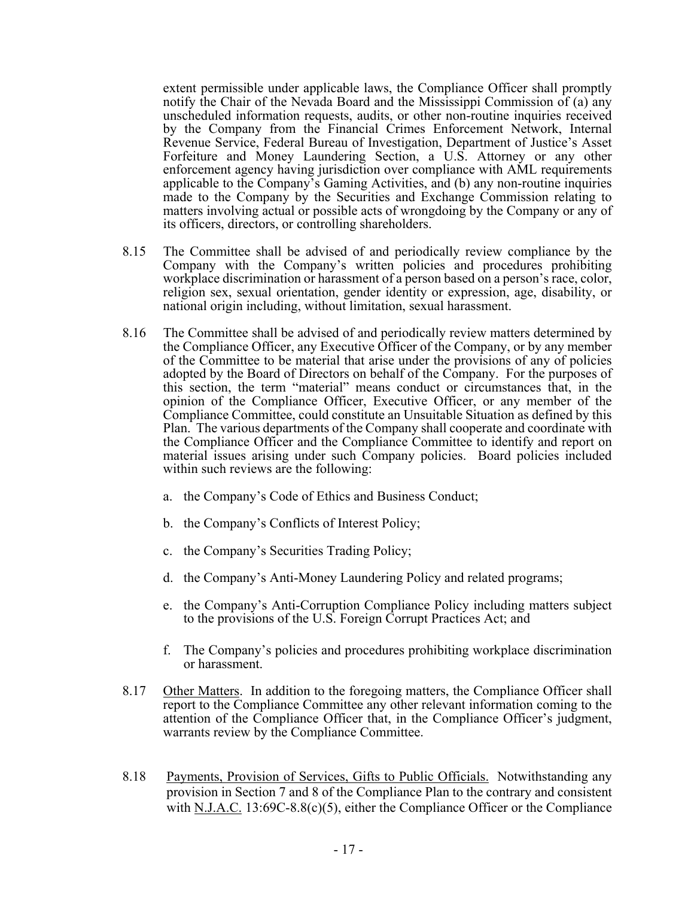extent permissible under applicable laws, the Compliance Officer shall promptly notify the Chair of the Nevada Board and the Mississippi Commission of (a) any unscheduled information requests, audits, or other non-routine inquiries received by the Company from the Financial Crimes Enforcement Network, Internal Revenue Service, Federal Bureau of Investigation, Department of Justice's Asset Forfeiture and Money Laundering Section, a U.S. Attorney or any other enforcement agency having jurisdiction over compliance with AML requirements applicable to the Company's Gaming Activities, and (b) any non-routine inquiries made to the Company by the Securities and Exchange Commission relating to matters involving actual or possible acts of wrongdoing by the Company or any of its officers, directors, or controlling shareholders.

8.15 The Committee shall be advised of and periodically review compliance by the Company with the Company's written policies and procedures prohibiting workplace discrimination or harassment of a person based on a person's race, color, religion sex, sexual orientation, gender identity or expression, age, disability, or national origin including, without limitation, sexual harassment.

8.16 The Committee shall be advised of and periodically review matters determined by the Compliance Officer, any Executive Officer of the Company, or by any member of the Committee to be material that arise under the provisions of any of policies adopted by the Board of Directors on behalf of the Company. For the purposes of this section, the term "material" means conduct or circumstances that, in the opinion of the Compliance Officer, Executive Officer, or any member of the Compliance Committee, could constitute an Unsuitable Situation as defined by this Plan. The various departments of the Company shall cooperate and coordinate with the Compliance Officer and the Compliance Committee to identify and report on material issues arising under such Company policies. Board policies included within such reviews are the following:

a. the Company's Code of Ethics and Business Conduct;

b. the Company's Conflicts of Interest Policy;

c. the Company's Securities Trading Policy;

d. the Company's Anti-Money Laundering Policy and related programs;

e. the Company's Anti-Corruption Compliance Policy including matters subject to the provisions of the U.S. Foreign Corrupt Practices Act; and

f. The Company's policies and procedures prohibiting workplace discrimination or harassment.

8.17 Other Matters. In addition to the foregoing matters, the Compliance Officer shall report to the Compliance Committee any other relevant information coming to the attention of the Compliance Officer that, in the Compliance Officer's judgment, warrants review by the Compliance Committee.

8.18 Payments, Provision of Services, Gifts to Public Officials. Notwithstanding any provision in Section 7 and 8 of the Compliance Plan to the contrary and consistent with N.J.A.C. 13:69C-8.8(c)(5), either the Compliance Officer or the Compliance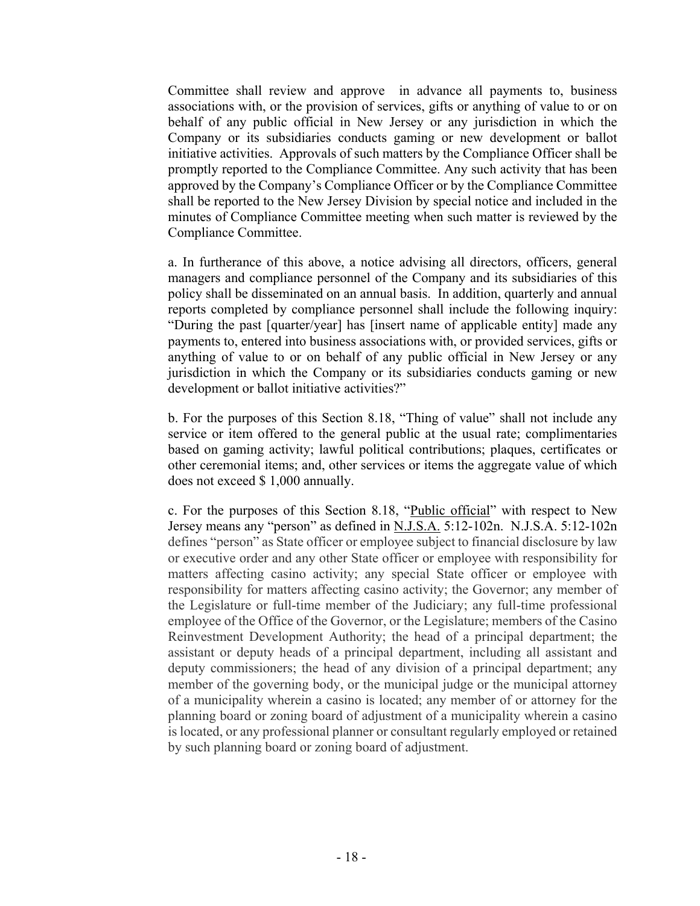Committee shall review and approve in advance all payments to, business associations with, or the provision of services, gifts or anything of value to or on behalf of any public official in New Jersey or any jurisdiction in which the Company or its subsidiaries conducts gaming or new development or ballot initiative activities. Approvals of such matters by the Compliance Officer shall be promptly reported to the Compliance Committee. Any such activity that has been approved by the Company's Compliance Officer or by the Compliance Committee shall be reported to the New Jersey Division by special notice and included in the minutes of Compliance Committee meeting when such matter is reviewed by the Compliance Committee.

a. In furtherance of this above, a notice advising all directors, officers, general managers and compliance personnel of the Company and its subsidiaries of this policy shall be disseminated on an annual basis. In addition, quarterly and annual reports completed by compliance personnel shall include the following inquiry: "During the past [quarter/year] has [insert name of applicable entity] made any payments to, entered into business associations with, or provided services, gifts or anything of value to or on behalf of any public official in New Jersey or any jurisdiction in which the Company or its subsidiaries conducts gaming or new development or ballot initiative activities?"

b. For the purposes of this Section 8.18, "Thing of value" shall not include any service or item offered to the general public at the usual rate; complimentaries based on gaming activity; lawful political contributions; plaques, certificates or other ceremonial items; and, other services or items the aggregate value of which does not exceed $ 1,000 annually.

c. For the purposes of this Section 8.18, "Public official" with respect to New Jersey means any "person" as defined in N.J.S.A. 5:12-102n. N.J.S.A. 5:12-102n defines "person" as State officer or employee subject to financial disclosure by law or executive order and any other State officer or employee with responsibility for matters affecting casino activity; any special State officer or employee with responsibility for matters affecting casino activity; the Governor; any member of the Legislature or full-time member of the Judiciary; any full-time professional employee of the Office of the Governor, or the Legislature; members of the Casino Reinvestment Development Authority; the head of a principal department; the assistant or deputy heads of a principal department, including all assistant and deputy commissioners; the head of any division of a principal department; any member of the governing body, or the municipal judge or the municipal attorney of a municipality wherein a casino is located; any member of or attorney for the planning board or zoning board of adjustment of a municipality wherein a casino is located, or any professional planner or consultant regularly employed or retained by such planning board or zoning board of adjustment.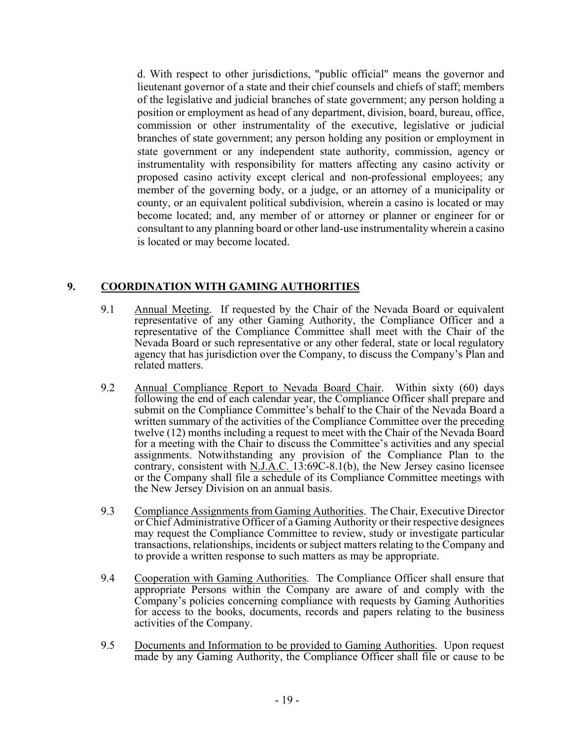d. With respect to other jurisdictions, "public official" means the governor and lieutenant governor of a state and their chief counsels and chiefs of staff; members of the legislative and judicial branches of state government; any person holding a position or employment as head of any department, division, board, bureau, office, commission or other instrumentality of the executive, legislative or judicial branches of state government; any person holding any position or employment in state government or any independent state authority, commission, agency or instrumentality with responsibility for matters affecting any casino activity or proposed casino activity except clerical and non-professional employees; any member of the governing body, or a judge, or an attorney of a municipality or county, or an equivalent political subdivision, wherein a casino is located or may become located; and, any member of or attorney or planner or engineer for or consultant to any planning board or other land-use instrumentality wherein a casino is located or may become located.

## 9. COORDINATION WITH GAMING AUTHORITIES

9.1 Annual Meeting. If requested by the Chair of the Nevada Board or equivalent representative of any other Gaming Authority, the Compliance Officer and a representative of the Compliance Committee shall meet with the Chair of the Nevada Board or such representative or any other federal, state or local regulatory agency that has jurisdiction over the Company, to discuss the Company's Plan and related matters.

9.2 Annual Compliance Report to Nevada Board Chair. Within sixty (60) days following the end of each calendar year, the Compliance Officer shall prepare and submit on the Compliance Committee's behalf to the Chair of the Nevada Board a written summary of the activities of the Compliance Committee over the preceding twelve (12) months including a request to meet with the Chair of the Nevada Board for a meeting with the Chair to discuss the Committee's activities and any special assignments. Notwithstanding any provision of the Compliance Plan to the contrary, consistent with N.J.A.C. 13:69C-8.1(b), the New Jersey casino licensee or the Company shall file a schedule of its Compliance Committee meetings with the New Jersey Division on an annual basis.

9.3 Compliance Assignments from Gaming Authorities. The Chair, Executive Director or Chief Administrative Officer of a Gaming Authority or their respective designees may request the Compliance Committee to review, study or investigate particular transactions, relationships, incidents or subject matters relating to the Company and to provide a written response to such matters as may be appropriate.

9.4 Cooperation with Gaming Authorities. The Compliance Officer shall ensure that appropriate Persons within the Company are aware of and comply with the Company's policies concerning compliance with requests by Gaming Authorities for access to the books, documents, records and papers relating to the business activities of the Company.

9.5 Documents and Information to be provided to Gaming Authorities. Upon request made by any Gaming Authority, the Compliance Officer shall file or cause to be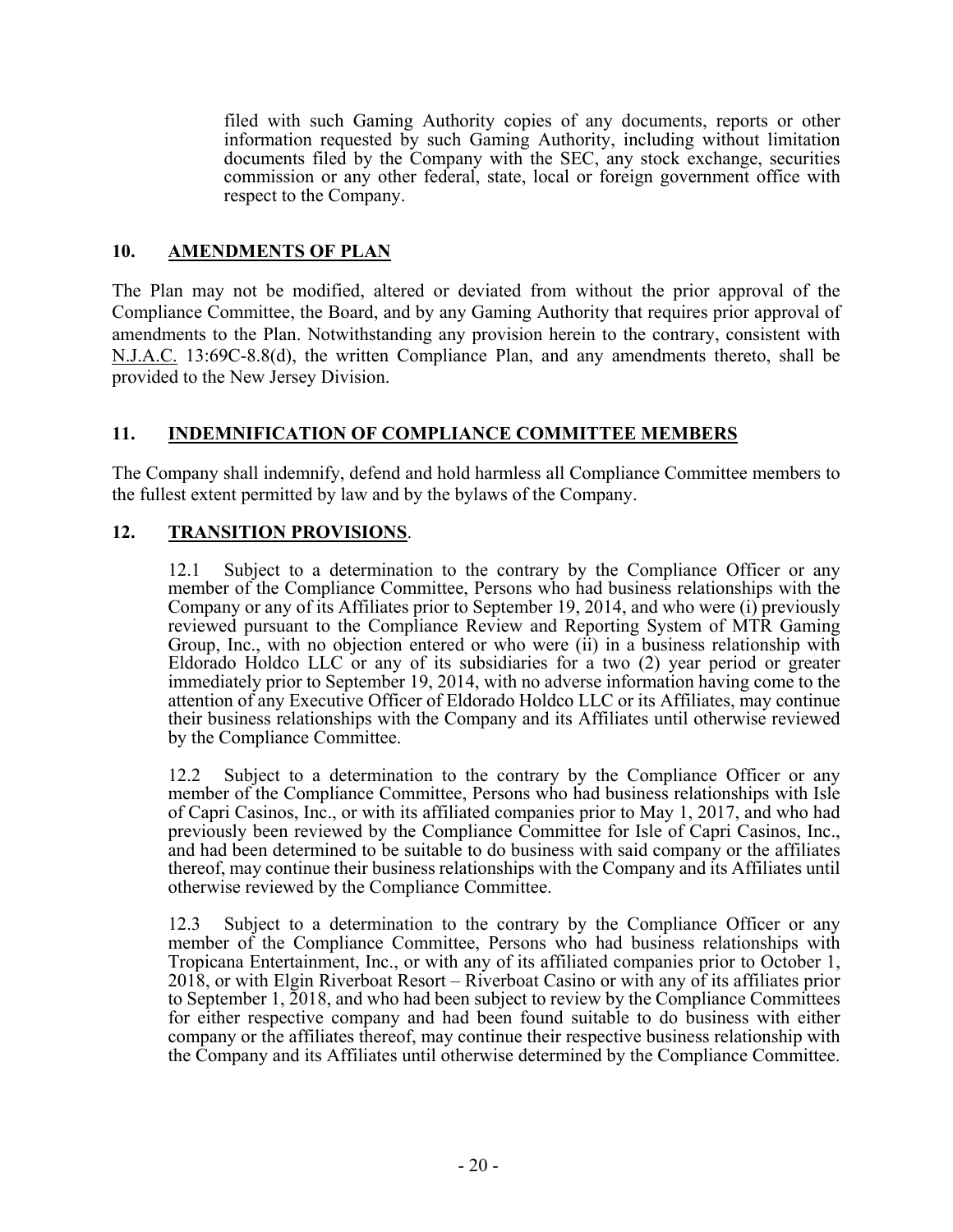filed with such Gaming Authority copies of any documents, reports or other information requested by such Gaming Authority, including without limitation documents filed by the Company with the SEC, any stock exchange, securities commission or any other federal, state, local or foreign government office with respect to the Company.

## 10. AMENDMENTS OF PLAN

The Plan may not be modified, altered or deviated from without the prior approval of the Compliance Committee, the Board, and by any Gaming Authority that requires prior approval of amendments to the Plan. Notwithstanding any provision herein to the contrary, consistent with N.J.A.C. 13:69C-8.8(d), the written Compliance Plan, and any amendments thereto, shall be provided to the New Jersey Division.

## 11. INDEMNIFICATION OF COMPLIANCE COMMITTEE MEMBERS

The Company shall indemnify, defend and hold harmless all Compliance Committee members to the fullest extent permitted by law and by the bylaws of the Company.

## 12. TRANSITION PROVISIONS.

12.1 Subject to a determination to the contrary by the Compliance Officer or any member of the Compliance Committee, Persons who had business relationships with the Company or any of its Affiliates prior to September 19, 2014, and who were (i) previously reviewed pursuant to the Compliance Review and Reporting System of MTR Gaming Group, Inc., with no objection entered or who were (ii) in a business relationship with Eldorado Holdco LLC or any of its subsidiaries for a two (2) year period or greater immediately prior to September 19, 2014, with no adverse information having come to the attention of any Executive Officer of Eldorado Holdco LLC or its Affiliates, may continue their business relationships with the Company and its Affiliates until otherwise reviewed by the Compliance Committee.

12.2 Subject to a determination to the contrary by the Compliance Officer or any member of the Compliance Committee, Persons who had business relationships with Isle of Capri Casinos, Inc., or with its affiliated companies prior to May 1, 2017, and who had previously been reviewed by the Compliance Committee for Isle of Capri Casinos, Inc., and had been determined to be suitable to do business with said company or the affiliates thereof, may continue their business relationships with the Company and its Affiliates until otherwise reviewed by the Compliance Committee.

12.3 Subject to a determination to the contrary by the Compliance Officer or any member of the Compliance Committee, Persons who had business relationships with Tropicana Entertainment, Inc., or with any of its affiliated companies prior to October 1, 2018, or with Elgin Riverboat Resort – Riverboat Casino or with any of its affiliates prior to September 1, 2018, and who had been subject to review by the Compliance Committees for either respective company and had been found suitable to do business with either company or the affiliates thereof, may continue their respective business relationship with the Company and its Affiliates until otherwise determined by the Compliance Committee.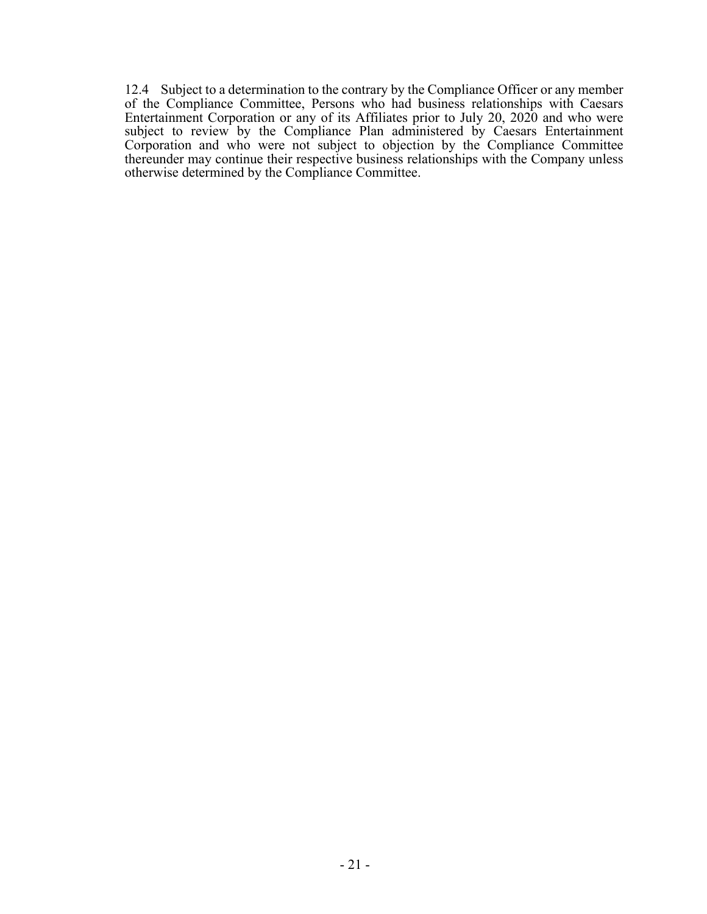12.4 Subject to a determination to the contrary by the Compliance Officer or any member of the Compliance Committee, Persons who had business relationships with Caesars Entertainment Corporation or any of its Affiliates prior to July 20, 2020 and who were subject to review by the Compliance Plan administered by Caesars Entertainment Corporation and who were not subject to objection by the Compliance Committee thereunder may continue their respective business relationships with the Company unless otherwise determined by the Compliance Committee.